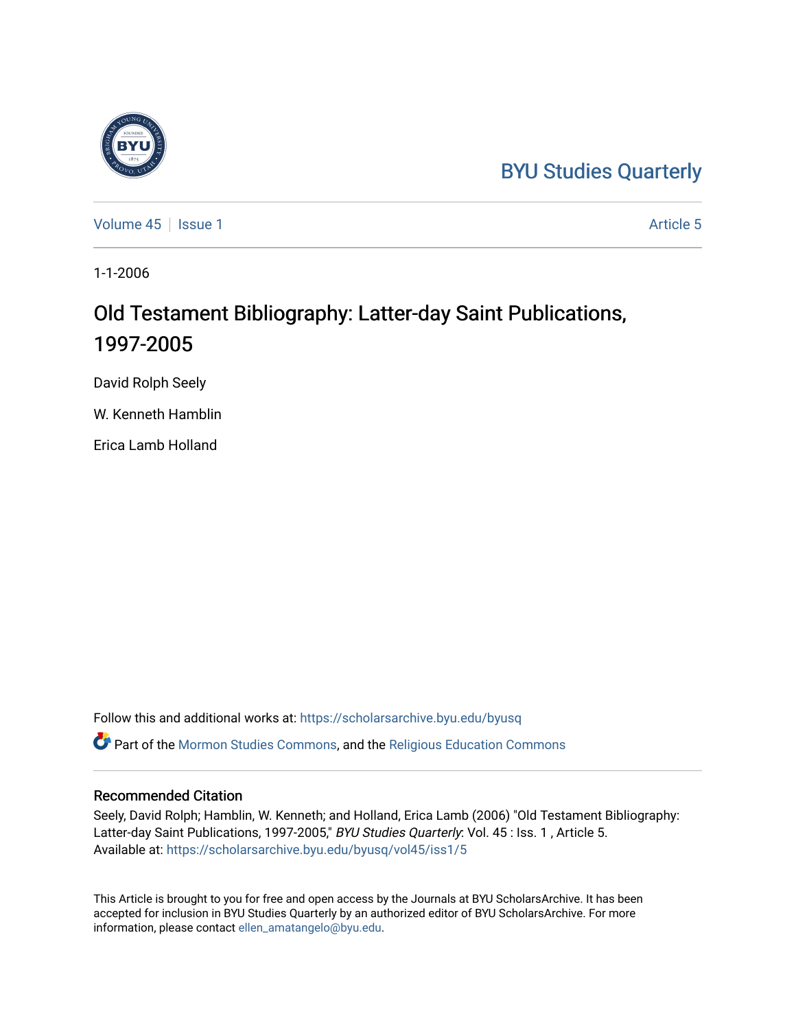BYU Studies Quarterly

Volume 45 | Issue 1 | Article 5

1-1-2006

# Old Testament Bibliography: Latter-day Saint Publications, 1997-2005

David Rolph Seely

W. Kenneth Hamblin

Erica Lamb Holland

Follow this and additional works at: https://scholarsarchive.byu.edu/byusq

Part of the Mormon Studies Commons, and the Religious Education Commons

## Recommended Citation

Seely, David Rolph; Hamblin, W. Kenneth; and Holland, Erica Lamb (2006) "Old Testament Bibliography: Latter-day Saint Publications, 1997-2005," *BYU Studies Quarterly*: Vol. 45 : Iss. 1 , Article 5.
Available at: https://scholarsarchive.byu.edu/byusq/vol45/iss1/5

This Article is brought to you for free and open access by the Journals at BYU ScholarsArchive. It has been accepted for inclusion in BYU Studies Quarterly by an authorized editor of BYU ScholarsArchive. For more information, please contact ellen_amatangelo@byu.edu.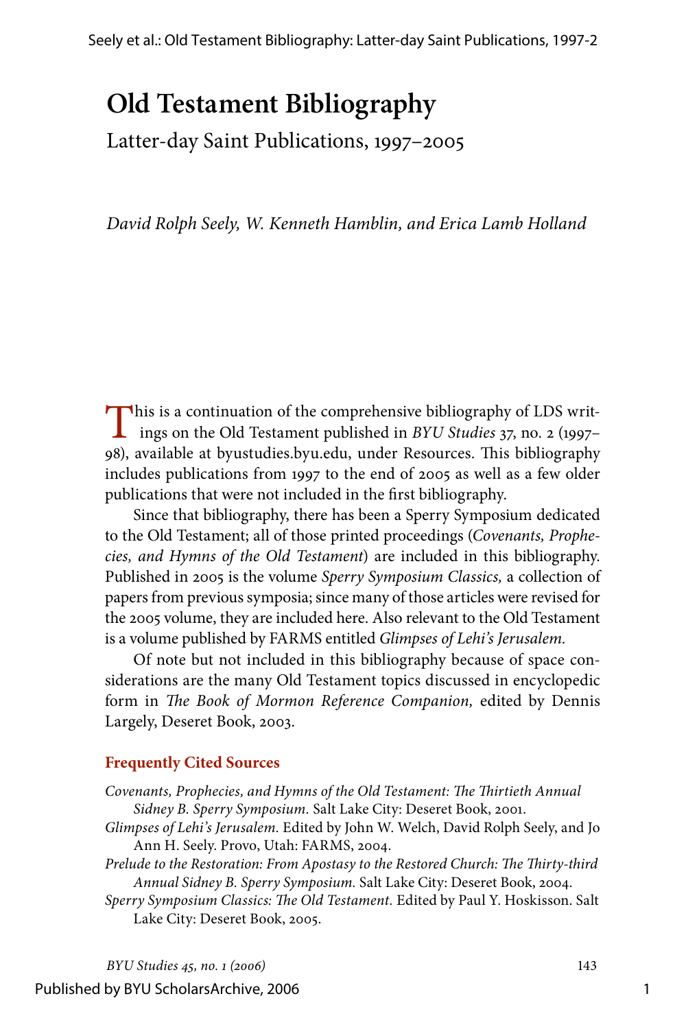# Old Testament Bibliography

## Latter-day Saint Publications, 1997–2005

*David Rolph Seely, W. Kenneth Hamblin, and Erica Lamb Holland*

This is a continuation of the comprehensive bibliography of LDS writings on the Old Testament published in *BYU Studies* 37, no. 2 (1997–98), available at byustudies.byu.edu, under Resources. This bibliography includes publications from 1997 to the end of 2005 as well as a few older publications that were not included in the first bibliography.

Since that bibliography, there has been a Sperry Symposium dedicated to the Old Testament; all of those printed proceedings (*Covenants, Prophecies, and Hymns of the Old Testament*) are included in this bibliography. Published in 2005 is the volume *Sperry Symposium Classics,* a collection of papers from previous symposia; since many of those articles were revised for the 2005 volume, they are included here. Also relevant to the Old Testament is a volume published by FARMS entitled *Glimpses of Lehi's Jerusalem.*

Of note but not included in this bibliography because of space considerations are the many Old Testament topics discussed in encyclopedic form in *The Book of Mormon Reference Companion,* edited by Dennis Largely, Deseret Book, 2003.

### Frequently Cited Sources

*Covenants, Prophecies, and Hymns of the Old Testament: The Thirtieth Annual Sidney B. Sperry Symposium.* Salt Lake City: Deseret Book, 2001.

*Glimpses of Lehi's Jerusalem.* Edited by John W. Welch, David Rolph Seely, and Jo Ann H. Seely. Provo, Utah: FARMS, 2004.

*Prelude to the Restoration: From Apostasy to the Restored Church: The Thirty-third Annual Sidney B. Sperry Symposium.* Salt Lake City: Deseret Book, 2004.

*Sperry Symposium Classics: The Old Testament.* Edited by Paul Y. Hoskisson. Salt Lake City: Deseret Book, 2005.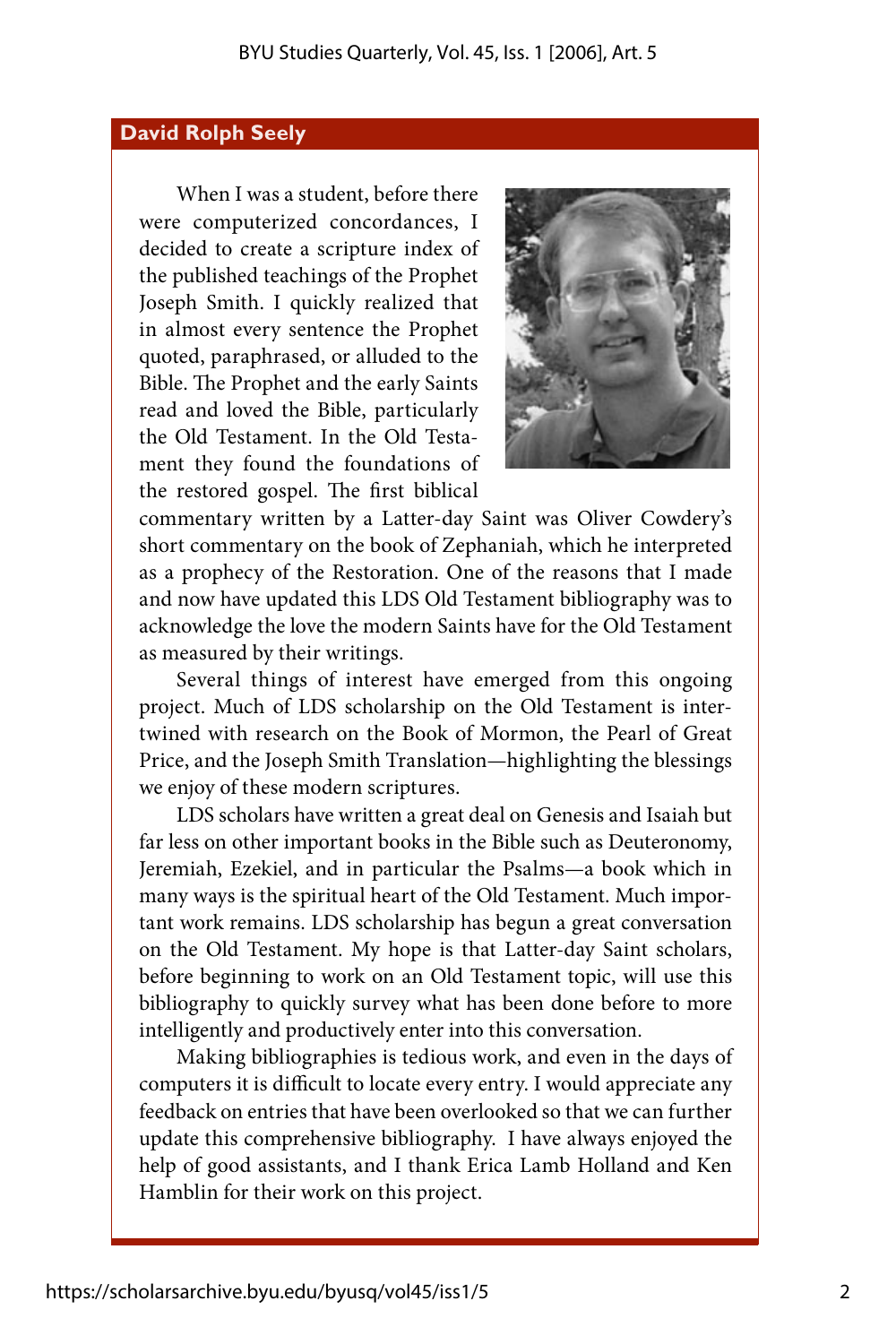## David Rolph Seely

When I was a student, before there were computerized concordances, I decided to create a scripture index of the published teachings of the Prophet Joseph Smith. I quickly realized that in almost every sentence the Prophet quoted, paraphrased, or alluded to the Bible. The Prophet and the early Saints read and loved the Bible, particularly the Old Testament. In the Old Testament they found the foundations of the restored gospel. The first biblical commentary written by a Latter-day Saint was Oliver Cowdery's short commentary on the book of Zephaniah, which he interpreted as a prophecy of the Restoration. One of the reasons that I made and now have updated this LDS Old Testament bibliography was to acknowledge the love the modern Saints have for the Old Testament as measured by their writings.

Several things of interest have emerged from this ongoing project. Much of LDS scholarship on the Old Testament is intertwined with research on the Book of Mormon, the Pearl of Great Price, and the Joseph Smith Translation—highlighting the blessings we enjoy of these modern scriptures.

LDS scholars have written a great deal on Genesis and Isaiah but far less on other important books in the Bible such as Deuteronomy, Jeremiah, Ezekiel, and in particular the Psalms—a book which in many ways is the spiritual heart of the Old Testament. Much important work remains. LDS scholarship has begun a great conversation on the Old Testament. My hope is that Latter-day Saint scholars, before beginning to work on an Old Testament topic, will use this bibliography to quickly survey what has been done before to more intelligently and productively enter into this conversation.

Making bibliographies is tedious work, and even in the days of computers it is difficult to locate every entry. I would appreciate any feedback on entries that have been overlooked so that we can further update this comprehensive bibliography. I have always enjoyed the help of good assistants, and I thank Erica Lamb Holland and Ken Hamblin for their work on this project.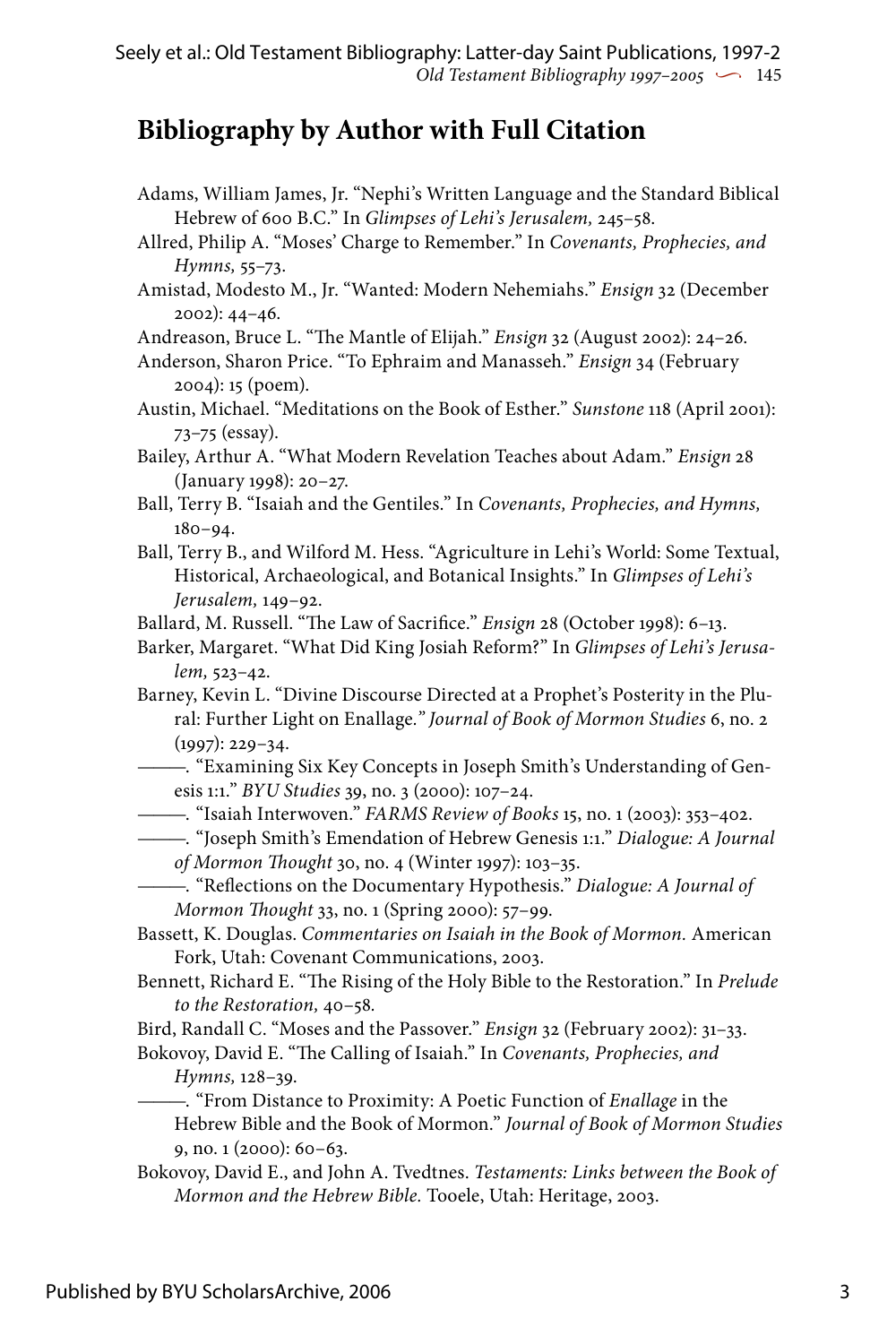## Bibliography by Author with Full Citation

Adams, William James, Jr. "Nephi's Written Language and the Standard Biblical Hebrew of 600 B.C." In *Glimpses of Lehi's Jerusalem,* 245–58.

Allred, Philip A. "Moses' Charge to Remember." In *Covenants, Prophecies, and Hymns,* 55–73.

Amistad, Modesto M., Jr. "Wanted: Modern Nehemiahs." *Ensign* 32 (December 2002): 44–46.

Andreason, Bruce L. "The Mantle of Elijah." *Ensign* 32 (August 2002): 24–26.

Anderson, Sharon Price. "To Ephraim and Manasseh." *Ensign* 34 (February 2004): 15 (poem).

Austin, Michael. "Meditations on the Book of Esther." *Sunstone* 118 (April 2001): 73–75 (essay).

Bailey, Arthur A. "What Modern Revelation Teaches about Adam." *Ensign* 28 (January 1998): 20–27.

Ball, Terry B. "Isaiah and the Gentiles." In *Covenants, Prophecies, and Hymns,* 180–94.

Ball, Terry B., and Wilford M. Hess. "Agriculture in Lehi's World: Some Textual, Historical, Archaeological, and Botanical Insights." In *Glimpses of Lehi's Jerusalem,* 149–92.

Ballard, M. Russell. "The Law of Sacrifice." *Ensign* 28 (October 1998): 6–13.

Barker, Margaret. "What Did King Josiah Reform?" In *Glimpses of Lehi's Jerusalem,* 523–42.

Barney, Kevin L. "Divine Discourse Directed at a Prophet's Posterity in the Plural: Further Light on Enallage." *Journal of Book of Mormon Studies* 6, no. 2 (1997): 229–34.

———. "Examining Six Key Concepts in Joseph Smith's Understanding of Genesis 1:1." *BYU Studies* 39, no. 3 (2000): 107–24.

———. "Isaiah Interwoven." *FARMS Review of Books* 15, no. 1 (2003): 353–402.

———. "Joseph Smith's Emendation of Hebrew Genesis 1:1." *Dialogue: A Journal of Mormon Thought* 30, no. 4 (Winter 1997): 103–35.

———. "Reflections on the Documentary Hypothesis." *Dialogue: A Journal of Mormon Thought* 33, no. 1 (Spring 2000): 57–99.

Bassett, K. Douglas. *Commentaries on Isaiah in the Book of Mormon.* American Fork, Utah: Covenant Communications, 2003.

Bennett, Richard E. "The Rising of the Holy Bible to the Restoration." In *Prelude to the Restoration,* 40–58.

Bird, Randall C. "Moses and the Passover." *Ensign* 32 (February 2002): 31–33.

Bokovoy, David E. "The Calling of Isaiah." In *Covenants, Prophecies, and Hymns,* 128–39.

———. "From Distance to Proximity: A Poetic Function of *Enallage* in the Hebrew Bible and the Book of Mormon." *Journal of Book of Mormon Studies* 9, no. 1 (2000): 60–63.

Bokovoy, David E., and John A. Tvedtnes. *Testaments: Links between the Book of Mormon and the Hebrew Bible.* Tooele, Utah: Heritage, 2003.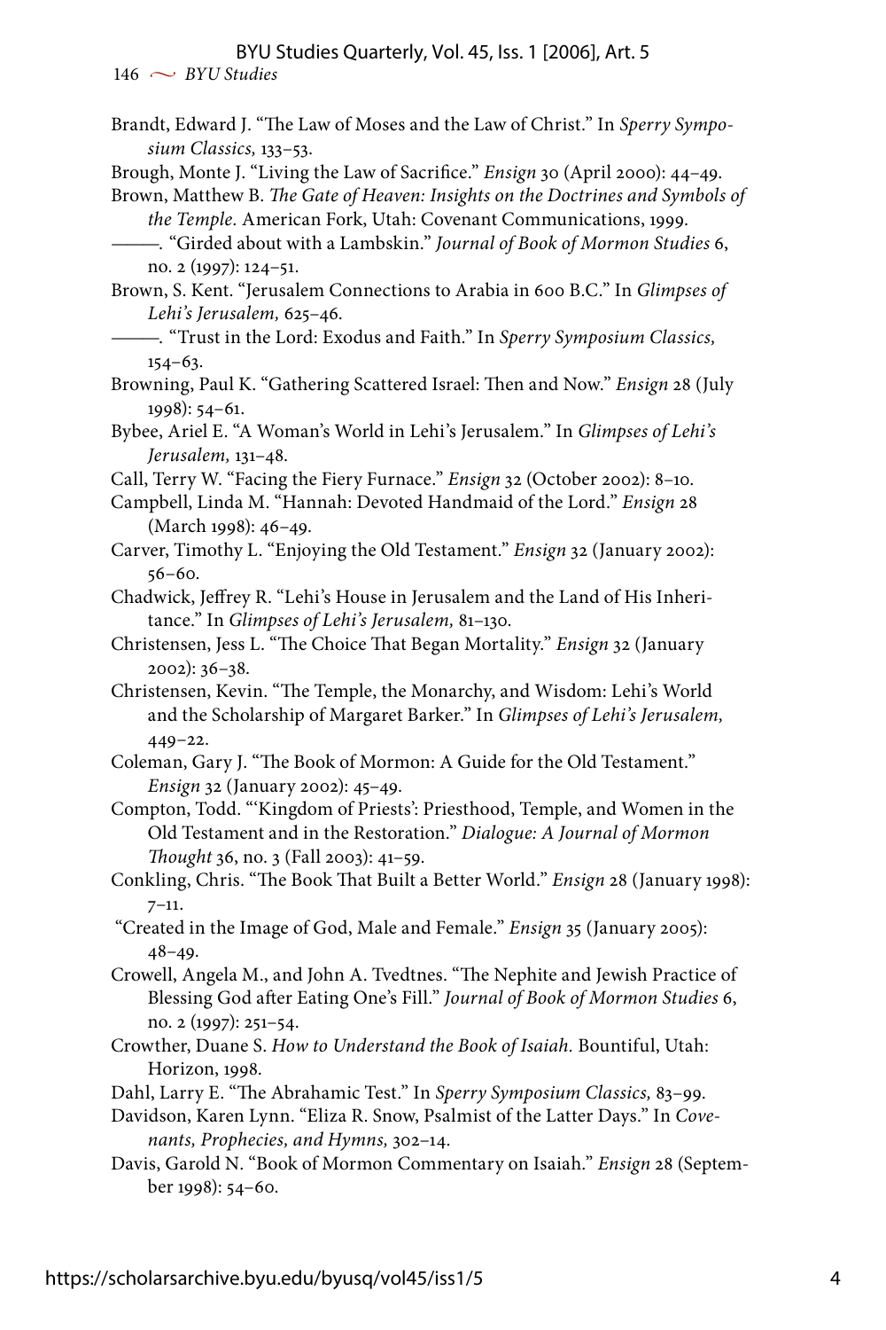Brandt, Edward J. "The Law of Moses and the Law of Christ." In *Sperry Symposium Classics,* 133–53.

Brough, Monte J. "Living the Law of Sacrifice." *Ensign* 30 (April 2000): 44–49.

Brown, Matthew B. *The Gate of Heaven: Insights on the Doctrines and Symbols of the Temple.* American Fork, Utah: Covenant Communications, 1999.

———. "Girded about with a Lambskin." *Journal of Book of Mormon Studies* 6, no. 2 (1997): 124–51.

Brown, S. Kent. "Jerusalem Connections to Arabia in 600 B.C." In *Glimpses of Lehi's Jerusalem,* 625–46.

———. "Trust in the Lord: Exodus and Faith." In *Sperry Symposium Classics,* 154–63.

Browning, Paul K. "Gathering Scattered Israel: Then and Now." *Ensign* 28 (July 1998): 54–61.

Bybee, Ariel E. "A Woman's World in Lehi's Jerusalem." In *Glimpses of Lehi's Jerusalem,* 131–48.

Call, Terry W. "Facing the Fiery Furnace." *Ensign* 32 (October 2002): 8–10.

Campbell, Linda M. "Hannah: Devoted Handmaid of the Lord." *Ensign* 28 (March 1998): 46–49.

Carver, Timothy L. "Enjoying the Old Testament." *Ensign* 32 (January 2002): 56–60.

Chadwick, Jeffrey R. "Lehi's House in Jerusalem and the Land of His Inheritance." In *Glimpses of Lehi's Jerusalem,* 81–130.

Christensen, Jess L. "The Choice That Began Mortality." *Ensign* 32 (January 2002): 36–38.

Christensen, Kevin. "The Temple, the Monarchy, and Wisdom: Lehi's World and the Scholarship of Margaret Barker." In *Glimpses of Lehi's Jerusalem,* 449–22.

Coleman, Gary J. "The Book of Mormon: A Guide for the Old Testament." *Ensign* 32 (January 2002): 45–49.

Compton, Todd. "'Kingdom of Priests': Priesthood, Temple, and Women in the Old Testament and in the Restoration." *Dialogue: A Journal of Mormon Thought* 36, no. 3 (Fall 2003): 41–59.

Conkling, Chris. "The Book That Built a Better World." *Ensign* 28 (January 1998): 7–11.

"Created in the Image of God, Male and Female." *Ensign* 35 (January 2005): 48–49.

Crowell, Angela M., and John A. Tvedtnes. "The Nephite and Jewish Practice of Blessing God after Eating One's Fill." *Journal of Book of Mormon Studies* 6, no. 2 (1997): 251–54.

Crowther, Duane S. *How to Understand the Book of Isaiah.* Bountiful, Utah: Horizon, 1998.

Dahl, Larry E. "The Abrahamic Test." In *Sperry Symposium Classics,* 83–99.

Davidson, Karen Lynn. "Eliza R. Snow, Psalmist of the Latter Days." In *Covenants, Prophecies, and Hymns,* 302–14.

Davis, Garold N. "Book of Mormon Commentary on Isaiah." *Ensign* 28 (September 1998): 54–60.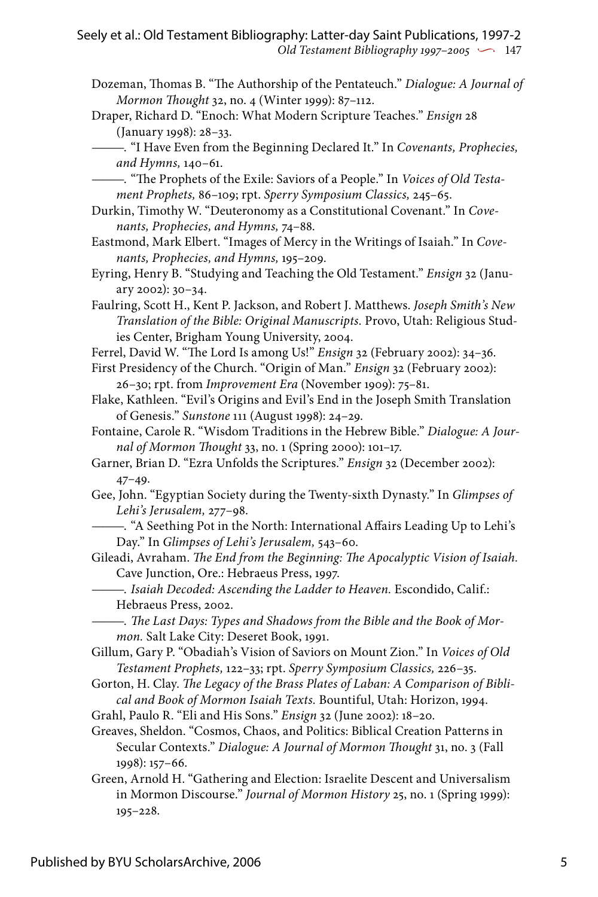Dozeman, Thomas B. "The Authorship of the Pentateuch." *Dialogue: A Journal of Mormon Thought* 32, no. 4 (Winter 1999): 87–112.

Draper, Richard D. "Enoch: What Modern Scripture Teaches." *Ensign* 28 (January 1998): 28–33.

———. "I Have Even from the Beginning Declared It." In *Covenants, Prophecies, and Hymns,* 140–61.

———. "The Prophets of the Exile: Saviors of a People." In *Voices of Old Testament Prophets,* 86–109; rpt. *Sperry Symposium Classics,* 245–65.

Durkin, Timothy W. "Deuteronomy as a Constitutional Covenant." In *Covenants, Prophecies, and Hymns,* 74–88.

Eastmond, Mark Elbert. "Images of Mercy in the Writings of Isaiah." In *Covenants, Prophecies, and Hymns,* 195–209.

Eyring, Henry B. "Studying and Teaching the Old Testament." *Ensign* 32 (January 2002): 30–34.

Faulring, Scott H., Kent P. Jackson, and Robert J. Matthews. *Joseph Smith's New Translation of the Bible: Original Manuscripts.* Provo, Utah: Religious Studies Center, Brigham Young University, 2004.

Ferrel, David W. "The Lord Is among Us!" *Ensign* 32 (February 2002): 34–36.

First Presidency of the Church. "Origin of Man." *Ensign* 32 (February 2002): 26–30; rpt. from *Improvement Era* (November 1909): 75–81.

Flake, Kathleen. "Evil's Origins and Evil's End in the Joseph Smith Translation of Genesis." *Sunstone* 111 (August 1998): 24–29.

Fontaine, Carole R. "Wisdom Traditions in the Hebrew Bible." *Dialogue: A Journal of Mormon Thought* 33, no. 1 (Spring 2000): 101–17.

Garner, Brian D. "Ezra Unfolds the Scriptures." *Ensign* 32 (December 2002): 47–49.

Gee, John. "Egyptian Society during the Twenty-sixth Dynasty." In *Glimpses of Lehi's Jerusalem,* 277–98.

———. "A Seething Pot in the North: International Affairs Leading Up to Lehi's Day." In *Glimpses of Lehi's Jerusalem,* 543–60.

Gileadi, Avraham. *The End from the Beginning: The Apocalyptic Vision of Isaiah.* Cave Junction, Ore.: Hebraeus Press, 1997.

———. *Isaiah Decoded: Ascending the Ladder to Heaven.* Escondido, Calif.: Hebraeus Press, 2002.

———. *The Last Days: Types and Shadows from the Bible and the Book of Mormon.* Salt Lake City: Deseret Book, 1991.

Gillum, Gary P. "Obadiah's Vision of Saviors on Mount Zion." In *Voices of Old Testament Prophets,* 122–33; rpt. *Sperry Symposium Classics,* 226–35.

Gorton, H. Clay. *The Legacy of the Brass Plates of Laban: A Comparison of Biblical and Book of Mormon Isaiah Texts.* Bountiful, Utah: Horizon, 1994.

Grahl, Paulo R. "Eli and His Sons." *Ensign* 32 (June 2002): 18–20.

Greaves, Sheldon. "Cosmos, Chaos, and Politics: Biblical Creation Patterns in Secular Contexts." *Dialogue: A Journal of Mormon Thought* 31, no. 3 (Fall 1998): 157–66.

Green, Arnold H. "Gathering and Election: Israelite Descent and Universalism in Mormon Discourse." *Journal of Mormon History* 25, no. 1 (Spring 1999): 195–228.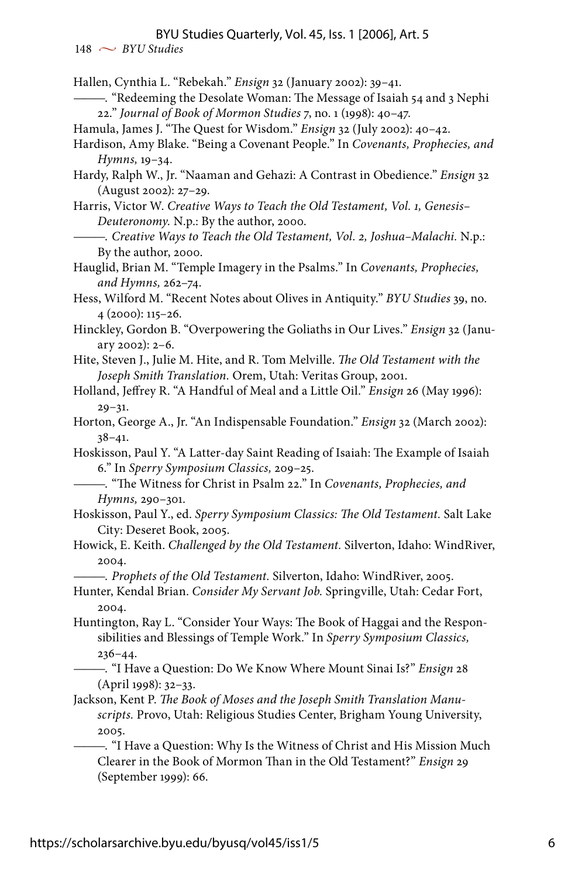Hallen, Cynthia L. "Rebekah." *Ensign* 32 (January 2002): 39–41.

———. "Redeeming the Desolate Woman: The Message of Isaiah 54 and 3 Nephi 22." *Journal of Book of Mormon Studies* 7, no. 1 (1998): 40–47.

Hamula, James J. "The Quest for Wisdom." *Ensign* 32 (July 2002): 40–42.

Hardison, Amy Blake. "Being a Covenant People." In *Covenants, Prophecies, and Hymns,* 19–34.

Hardy, Ralph W., Jr. "Naaman and Gehazi: A Contrast in Obedience." *Ensign* 32 (August 2002): 27–29.

Harris, Victor W. *Creative Ways to Teach the Old Testament, Vol. 1, Genesis–Deuteronomy.* N.p.: By the author, 2000.

———. *Creative Ways to Teach the Old Testament, Vol. 2, Joshua–Malachi.* N.p.: By the author, 2000.

Hauglid, Brian M. "Temple Imagery in the Psalms." In *Covenants, Prophecies, and Hymns,* 262–74.

Hess, Wilford M. "Recent Notes about Olives in Antiquity." *BYU Studies* 39, no. 4 (2000): 115–26.

Hinckley, Gordon B. "Overpowering the Goliaths in Our Lives." *Ensign* 32 (January 2002): 2–6.

Hite, Steven J., Julie M. Hite, and R. Tom Melville. *The Old Testament with the Joseph Smith Translation.* Orem, Utah: Veritas Group, 2001.

Holland, Jeffrey R. "A Handful of Meal and a Little Oil." *Ensign* 26 (May 1996): 29–31.

Horton, George A., Jr. "An Indispensable Foundation." *Ensign* 32 (March 2002): 38–41.

Hoskisson, Paul Y. "A Latter-day Saint Reading of Isaiah: The Example of Isaiah 6." In *Sperry Symposium Classics,* 209–25.

———. "The Witness for Christ in Psalm 22." In *Covenants, Prophecies, and Hymns,* 290–301.

Hoskisson, Paul Y., ed. *Sperry Symposium Classics: The Old Testament.* Salt Lake City: Deseret Book, 2005.

Howick, E. Keith. *Challenged by the Old Testament.* Silverton, Idaho: WindRiver, 2004.

———. *Prophets of the Old Testament.* Silverton, Idaho: WindRiver, 2005.

Hunter, Kendal Brian. *Consider My Servant Job.* Springville, Utah: Cedar Fort, 2004.

Huntington, Ray L. "Consider Your Ways: The Book of Haggai and the Responsibilities and Blessings of Temple Work." In *Sperry Symposium Classics,* 236–44.

———. "I Have a Question: Do We Know Where Mount Sinai Is?" *Ensign* 28 (April 1998): 32–33.

Jackson, Kent P. *The Book of Moses and the Joseph Smith Translation Manuscripts.* Provo, Utah: Religious Studies Center, Brigham Young University, 2005.

———. "I Have a Question: Why Is the Witness of Christ and His Mission Much Clearer in the Book of Mormon Than in the Old Testament?" *Ensign* 29 (September 1999): 66.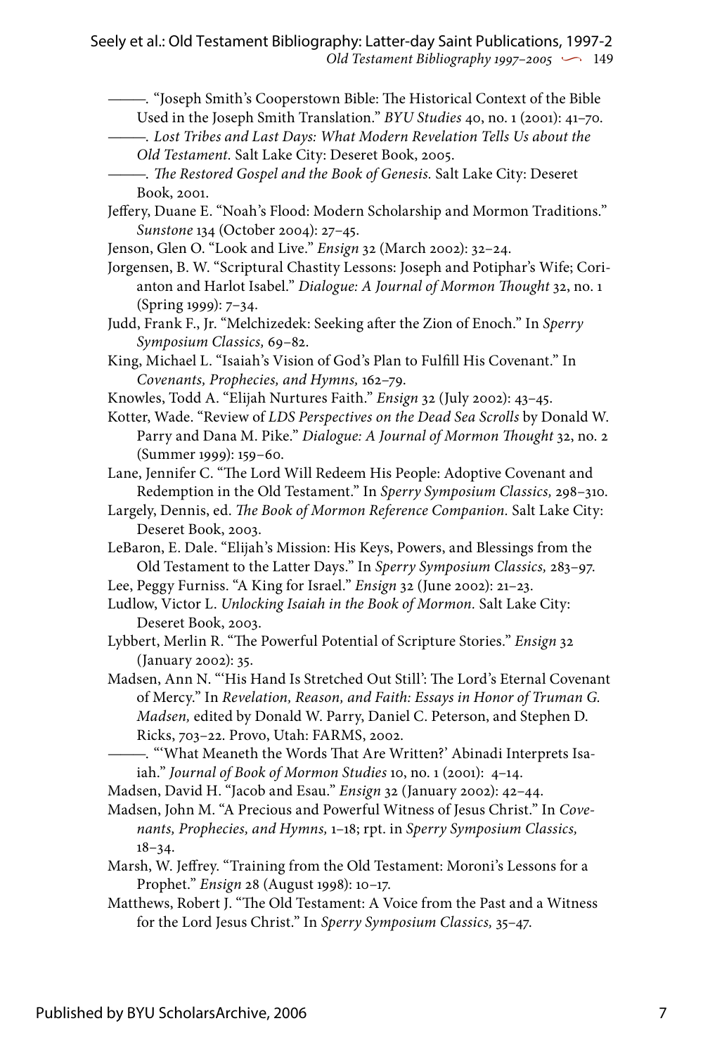———. "Joseph Smith's Cooperstown Bible: The Historical Context of the Bible Used in the Joseph Smith Translation." *BYU Studies* 40, no. 1 (2001): 41–70.

———. *Lost Tribes and Last Days: What Modern Revelation Tells Us about the Old Testament.* Salt Lake City: Deseret Book, 2005.

———. *The Restored Gospel and the Book of Genesis.* Salt Lake City: Deseret Book, 2001.

Jeffery, Duane E. "Noah's Flood: Modern Scholarship and Mormon Traditions." *Sunstone* 134 (October 2004): 27–45.

Jenson, Glen O. "Look and Live." *Ensign* 32 (March 2002): 32–24.

Jorgensen, B. W. "Scriptural Chastity Lessons: Joseph and Potiphar's Wife; Corianton and Harlot Isabel." *Dialogue: A Journal of Mormon Thought* 32, no. 1 (Spring 1999): 7–34.

Judd, Frank F., Jr. "Melchizedek: Seeking after the Zion of Enoch." In *Sperry Symposium Classics,* 69–82.

King, Michael L. "Isaiah's Vision of God's Plan to Fulfill His Covenant." In *Covenants, Prophecies, and Hymns,* 162–79.

Knowles, Todd A. "Elijah Nurtures Faith." *Ensign* 32 (July 2002): 43–45.

Kotter, Wade. "Review of *LDS Perspectives on the Dead Sea Scrolls* by Donald W. Parry and Dana M. Pike." *Dialogue: A Journal of Mormon Thought* 32, no. 2 (Summer 1999): 159–60.

Lane, Jennifer C. "The Lord Will Redeem His People: Adoptive Covenant and Redemption in the Old Testament." In *Sperry Symposium Classics,* 298–310.

Largely, Dennis, ed. *The Book of Mormon Reference Companion.* Salt Lake City: Deseret Book, 2003.

LeBaron, E. Dale. "Elijah's Mission: His Keys, Powers, and Blessings from the Old Testament to the Latter Days." In *Sperry Symposium Classics,* 283–97.

Lee, Peggy Furniss. "A King for Israel." *Ensign* 32 (June 2002): 21–23.

Ludlow, Victor L. *Unlocking Isaiah in the Book of Mormon.* Salt Lake City: Deseret Book, 2003.

Lybbert, Merlin R. "The Powerful Potential of Scripture Stories." *Ensign* 32 (January 2002): 35.

Madsen, Ann N. "'His Hand Is Stretched Out Still': The Lord's Eternal Covenant of Mercy." In *Revelation, Reason, and Faith: Essays in Honor of Truman G. Madsen,* edited by Donald W. Parry, Daniel C. Peterson, and Stephen D. Ricks, 703–22. Provo, Utah: FARMS, 2002.

———. "'What Meaneth the Words That Are Written?' Abinadi Interprets Isaiah." *Journal of Book of Mormon Studies* 10, no. 1 (2001): 4–14.

Madsen, David H. "Jacob and Esau." *Ensign* 32 (January 2002): 42–44.

Madsen, John M. "A Precious and Powerful Witness of Jesus Christ." In *Covenants, Prophecies, and Hymns,* 1–18; rpt. in *Sperry Symposium Classics,* 18–34.

Marsh, W. Jeffrey. "Training from the Old Testament: Moroni's Lessons for a Prophet." *Ensign* 28 (August 1998): 10–17.

Matthews, Robert J. "The Old Testament: A Voice from the Past and a Witness for the Lord Jesus Christ." In *Sperry Symposium Classics,* 35–47.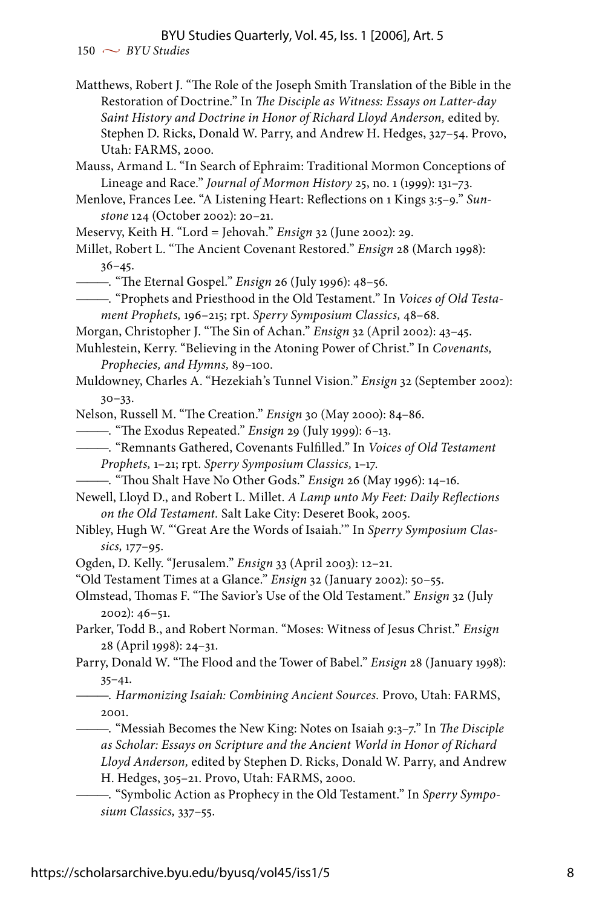Matthews, Robert J. "The Role of the Joseph Smith Translation of the Bible in the Restoration of Doctrine." In *The Disciple as Witness: Essays on Latter-day Saint History and Doctrine in Honor of Richard Lloyd Anderson,* edited by. Stephen D. Ricks, Donald W. Parry, and Andrew H. Hedges, 327–54. Provo, Utah: FARMS, 2000.

Mauss, Armand L. "In Search of Ephraim: Traditional Mormon Conceptions of Lineage and Race." *Journal of Mormon History* 25, no. 1 (1999): 131–73.

Menlove, Frances Lee. "A Listening Heart: Reflections on 1 Kings 3:5–9." *Sunstone* 124 (October 2002): 20–21.

Meservy, Keith H. "Lord = Jehovah." *Ensign* 32 (June 2002): 29.

Millet, Robert L. "The Ancient Covenant Restored." *Ensign* 28 (March 1998): 36–45.

———. "The Eternal Gospel." *Ensign* 26 (July 1996): 48–56.

———. "Prophets and Priesthood in the Old Testament." In *Voices of Old Testament Prophets,* 196–215; rpt. *Sperry Symposium Classics,* 48–68.

Morgan, Christopher J. "The Sin of Achan." *Ensign* 32 (April 2002): 43–45.

Muhlestein, Kerry. "Believing in the Atoning Power of Christ." In *Covenants, Prophecies, and Hymns,* 89–100.

Muldowney, Charles A. "Hezekiah's Tunnel Vision." *Ensign* 32 (September 2002): 30–33.

Nelson, Russell M. "The Creation." *Ensign* 30 (May 2000): 84–86.

———. "The Exodus Repeated." *Ensign* 29 (July 1999): 6–13.

———. "Remnants Gathered, Covenants Fulfilled." In *Voices of Old Testament Prophets,* 1–21; rpt. *Sperry Symposium Classics,* 1–17.

———. "Thou Shalt Have No Other Gods." *Ensign* 26 (May 1996): 14–16.

Newell, Lloyd D., and Robert L. Millet. *A Lamp unto My Feet: Daily Reflections on the Old Testament.* Salt Lake City: Deseret Book, 2005.

Nibley, Hugh W. "'Great Are the Words of Isaiah.'" In *Sperry Symposium Classics,* 177–95.

Ogden, D. Kelly. "Jerusalem." *Ensign* 33 (April 2003): 12–21.

"Old Testament Times at a Glance." *Ensign* 32 (January 2002): 50–55.

Olmstead, Thomas F. "The Savior's Use of the Old Testament." *Ensign* 32 (July 2002): 46–51.

Parker, Todd B., and Robert Norman. "Moses: Witness of Jesus Christ." *Ensign* 28 (April 1998): 24–31.

Parry, Donald W. "The Flood and the Tower of Babel." *Ensign* 28 (January 1998): 35–41.

———. *Harmonizing Isaiah: Combining Ancient Sources.* Provo, Utah: FARMS, 2001.

———. "Messiah Becomes the New King: Notes on Isaiah 9:3–7." In *The Disciple as Scholar: Essays on Scripture and the Ancient World in Honor of Richard Lloyd Anderson,* edited by Stephen D. Ricks, Donald W. Parry, and Andrew H. Hedges, 305–21. Provo, Utah: FARMS, 2000.

———. "Symbolic Action as Prophecy in the Old Testament." In *Sperry Symposium Classics,* 337–55.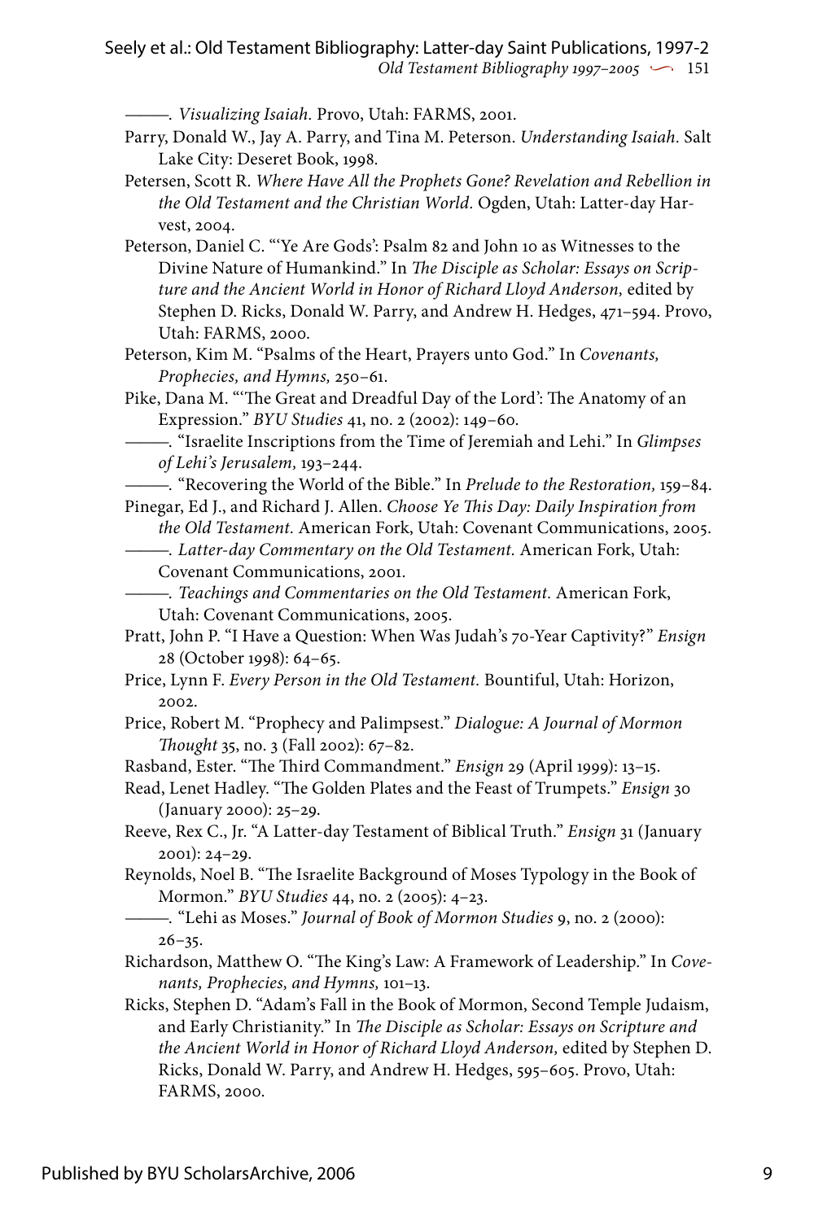———. *Visualizing Isaiah.* Provo, Utah: FARMS, 2001.

Parry, Donald W., Jay A. Parry, and Tina M. Peterson. *Understanding Isaiah.* Salt Lake City: Deseret Book, 1998.

Petersen, Scott R. *Where Have All the Prophets Gone? Revelation and Rebellion in the Old Testament and the Christian World.* Ogden, Utah: Latter-day Harvest, 2004.

Peterson, Daniel C. "'Ye Are Gods': Psalm 82 and John 10 as Witnesses to the Divine Nature of Humankind." In *The Disciple as Scholar: Essays on Scripture and the Ancient World in Honor of Richard Lloyd Anderson,* edited by Stephen D. Ricks, Donald W. Parry, and Andrew H. Hedges, 471–594. Provo, Utah: FARMS, 2000.

Peterson, Kim M. "Psalms of the Heart, Prayers unto God." In *Covenants, Prophecies, and Hymns,* 250–61.

Pike, Dana M. "'The Great and Dreadful Day of the Lord': The Anatomy of an Expression." *BYU Studies* 41, no. 2 (2002): 149–60.

———. "Israelite Inscriptions from the Time of Jeremiah and Lehi." In *Glimpses of Lehi's Jerusalem,* 193–244.

———. "Recovering the World of the Bible." In *Prelude to the Restoration,* 159–84.

Pinegar, Ed J., and Richard J. Allen. *Choose Ye This Day: Daily Inspiration from the Old Testament.* American Fork, Utah: Covenant Communications, 2005.

———. *Latter-day Commentary on the Old Testament.* American Fork, Utah: Covenant Communications, 2001.

———. *Teachings and Commentaries on the Old Testament.* American Fork, Utah: Covenant Communications, 2005.

Pratt, John P. "I Have a Question: When Was Judah's 70-Year Captivity?" *Ensign* 28 (October 1998): 64–65.

Price, Lynn F. *Every Person in the Old Testament.* Bountiful, Utah: Horizon, 2002.

Price, Robert M. "Prophecy and Palimpsest." *Dialogue: A Journal of Mormon Thought* 35, no. 3 (Fall 2002): 67–82.

Rasband, Ester. "The Third Commandment." *Ensign* 29 (April 1999): 13–15.

Read, Lenet Hadley. "The Golden Plates and the Feast of Trumpets." *Ensign* 30 (January 2000): 25–29.

Reeve, Rex C., Jr. "A Latter-day Testament of Biblical Truth." *Ensign* 31 (January 2001): 24–29.

Reynolds, Noel B. "The Israelite Background of Moses Typology in the Book of Mormon." *BYU Studies* 44, no. 2 (2005): 4–23.

———. "Lehi as Moses." *Journal of Book of Mormon Studies* 9, no. 2 (2000): 26–35.

Richardson, Matthew O. "The King's Law: A Framework of Leadership." In *Covenants, Prophecies, and Hymns,* 101–13.

Ricks, Stephen D. "Adam's Fall in the Book of Mormon, Second Temple Judaism, and Early Christianity." In *The Disciple as Scholar: Essays on Scripture and the Ancient World in Honor of Richard Lloyd Anderson,* edited by Stephen D. Ricks, Donald W. Parry, and Andrew H. Hedges, 595–605. Provo, Utah: FARMS, 2000.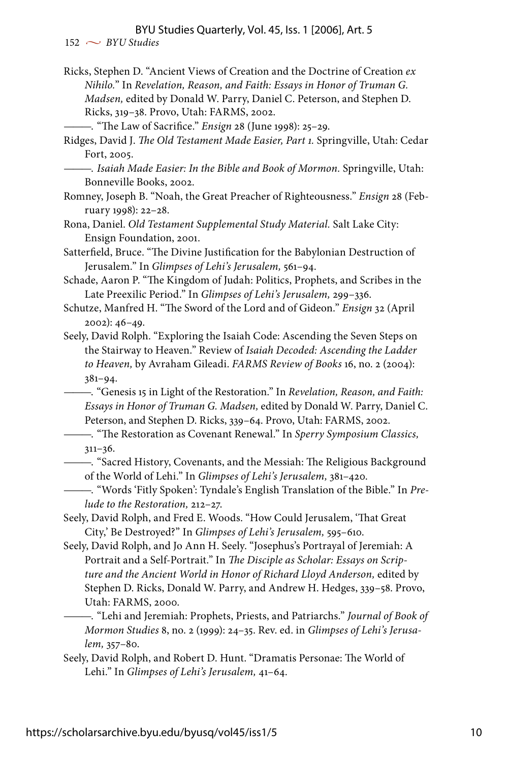Ricks, Stephen D. "Ancient Views of Creation and the Doctrine of Creation *ex Nihilo.*" In *Revelation, Reason, and Faith: Essays in Honor of Truman G. Madsen,* edited by Donald W. Parry, Daniel C. Peterson, and Stephen D. Ricks, 319–38. Provo, Utah: FARMS, 2002.

———. "The Law of Sacrifice." *Ensign* 28 (June 1998): 25–29.

Ridges, David J. *The Old Testament Made Easier, Part 1.* Springville, Utah: Cedar Fort, 2005.

———. *Isaiah Made Easier: In the Bible and Book of Mormon.* Springville, Utah: Bonneville Books, 2002.

Romney, Joseph B. "Noah, the Great Preacher of Righteousness." *Ensign* 28 (February 1998): 22–28.

Rona, Daniel. *Old Testament Supplemental Study Material.* Salt Lake City: Ensign Foundation, 2001.

Satterfield, Bruce. "The Divine Justification for the Babylonian Destruction of Jerusalem." In *Glimpses of Lehi's Jerusalem,* 561–94.

Schade, Aaron P. "The Kingdom of Judah: Politics, Prophets, and Scribes in the Late Preexilic Period." In *Glimpses of Lehi's Jerusalem,* 299–336.

Schutze, Manfred H. "The Sword of the Lord and of Gideon." *Ensign* 32 (April 2002): 46–49.

Seely, David Rolph. "Exploring the Isaiah Code: Ascending the Seven Steps on the Stairway to Heaven." Review of *Isaiah Decoded: Ascending the Ladder to Heaven,* by Avraham Gileadi. *FARMS Review of Books* 16, no. 2 (2004): 381–94.

———. "Genesis 15 in Light of the Restoration." In *Revelation, Reason, and Faith: Essays in Honor of Truman G. Madsen,* edited by Donald W. Parry, Daniel C. Peterson, and Stephen D. Ricks, 339–64. Provo, Utah: FARMS, 2002.

———. "The Restoration as Covenant Renewal." In *Sperry Symposium Classics,* 311–36.

———. "Sacred History, Covenants, and the Messiah: The Religious Background of the World of Lehi." In *Glimpses of Lehi's Jerusalem,* 381–420.

———. "Words 'Fitly Spoken': Tyndale's English Translation of the Bible." In *Prelude to the Restoration,* 212–27.

Seely, David Rolph, and Fred E. Woods. "How Could Jerusalem, 'That Great City,' Be Destroyed?" In *Glimpses of Lehi's Jerusalem,* 595–610.

Seely, David Rolph, and Jo Ann H. Seely. "Josephus's Portrayal of Jeremiah: A Portrait and a Self-Portrait." In *The Disciple as Scholar: Essays on Scripture and the Ancient World in Honor of Richard Lloyd Anderson,* edited by Stephen D. Ricks, Donald W. Parry, and Andrew H. Hedges, 339–58. Provo, Utah: FARMS, 2000.

———. "Lehi and Jeremiah: Prophets, Priests, and Patriarchs." *Journal of Book of Mormon Studies* 8, no. 2 (1999): 24–35. Rev. ed. in *Glimpses of Lehi's Jerusalem,* 357–80.

Seely, David Rolph, and Robert D. Hunt. "Dramatis Personae: The World of Lehi." In *Glimpses of Lehi's Jerusalem,* 41–64.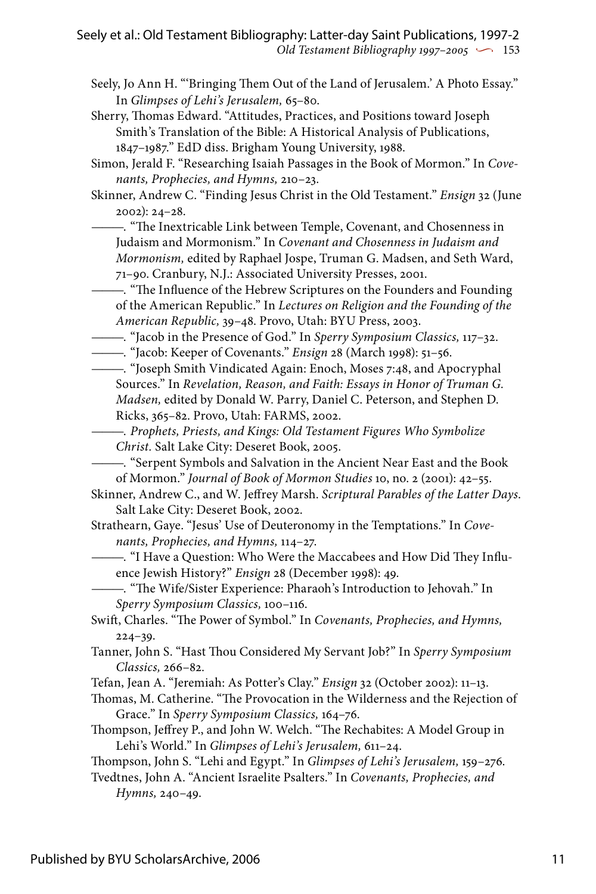Seely, Jo Ann H. "'Bringing Them Out of the Land of Jerusalem.' A Photo Essay." In *Glimpses of Lehi's Jerusalem,* 65–80.

Sherry, Thomas Edward. "Attitudes, Practices, and Positions toward Joseph Smith's Translation of the Bible: A Historical Analysis of Publications, 1847–1987." EdD diss. Brigham Young University, 1988.

Simon, Jerald F. "Researching Isaiah Passages in the Book of Mormon." In *Covenants, Prophecies, and Hymns,* 210–23.

Skinner, Andrew C. "Finding Jesus Christ in the Old Testament." *Ensign* 32 (June 2002): 24–28.

———. "The Inextricable Link between Temple, Covenant, and Chosenness in Judaism and Mormonism." In *Covenant and Chosenness in Judaism and Mormonism,* edited by Raphael Jospe, Truman G. Madsen, and Seth Ward, 71–90. Cranbury, N.J.: Associated University Presses, 2001.

———. "The Influence of the Hebrew Scriptures on the Founders and Founding of the American Republic." In *Lectures on Religion and the Founding of the American Republic,* 39–48. Provo, Utah: BYU Press, 2003.

———. "Jacob in the Presence of God." In *Sperry Symposium Classics,* 117–32.

———. "Jacob: Keeper of Covenants." *Ensign* 28 (March 1998): 51–56.

———. "Joseph Smith Vindicated Again: Enoch, Moses 7:48, and Apocryphal Sources." In *Revelation, Reason, and Faith: Essays in Honor of Truman G. Madsen,* edited by Donald W. Parry, Daniel C. Peterson, and Stephen D. Ricks, 365–82. Provo, Utah: FARMS, 2002.

———. *Prophets, Priests, and Kings: Old Testament Figures Who Symbolize Christ.* Salt Lake City: Deseret Book, 2005.

———. "Serpent Symbols and Salvation in the Ancient Near East and the Book of Mormon." *Journal of Book of Mormon Studies* 10, no. 2 (2001): 42–55.

Skinner, Andrew C., and W. Jeffrey Marsh. *Scriptural Parables of the Latter Days.* Salt Lake City: Deseret Book, 2002.

Strathearn, Gaye. "Jesus' Use of Deuteronomy in the Temptations." In *Covenants, Prophecies, and Hymns,* 114–27.

———. "I Have a Question: Who Were the Maccabees and How Did They Influence Jewish History?" *Ensign* 28 (December 1998): 49.

———. "The Wife/Sister Experience: Pharaoh's Introduction to Jehovah." In *Sperry Symposium Classics,* 100–116.

Swift, Charles. "The Power of Symbol." In *Covenants, Prophecies, and Hymns,* 224–39.

Tanner, John S. "Hast Thou Considered My Servant Job?" In *Sperry Symposium Classics,* 266–82.

Tefan, Jean A. "Jeremiah: As Potter's Clay." *Ensign* 32 (October 2002): 11–13.

Thomas, M. Catherine. "The Provocation in the Wilderness and the Rejection of Grace." In *Sperry Symposium Classics,* 164–76.

Thompson, Jeffrey P., and John W. Welch. "The Rechabites: A Model Group in Lehi's World." In *Glimpses of Lehi's Jerusalem,* 611–24.

Thompson, John S. "Lehi and Egypt." In *Glimpses of Lehi's Jerusalem,* 159–276.

Tvedtnes, John A. "Ancient Israelite Psalters." In *Covenants, Prophecies, and Hymns,* 240–49.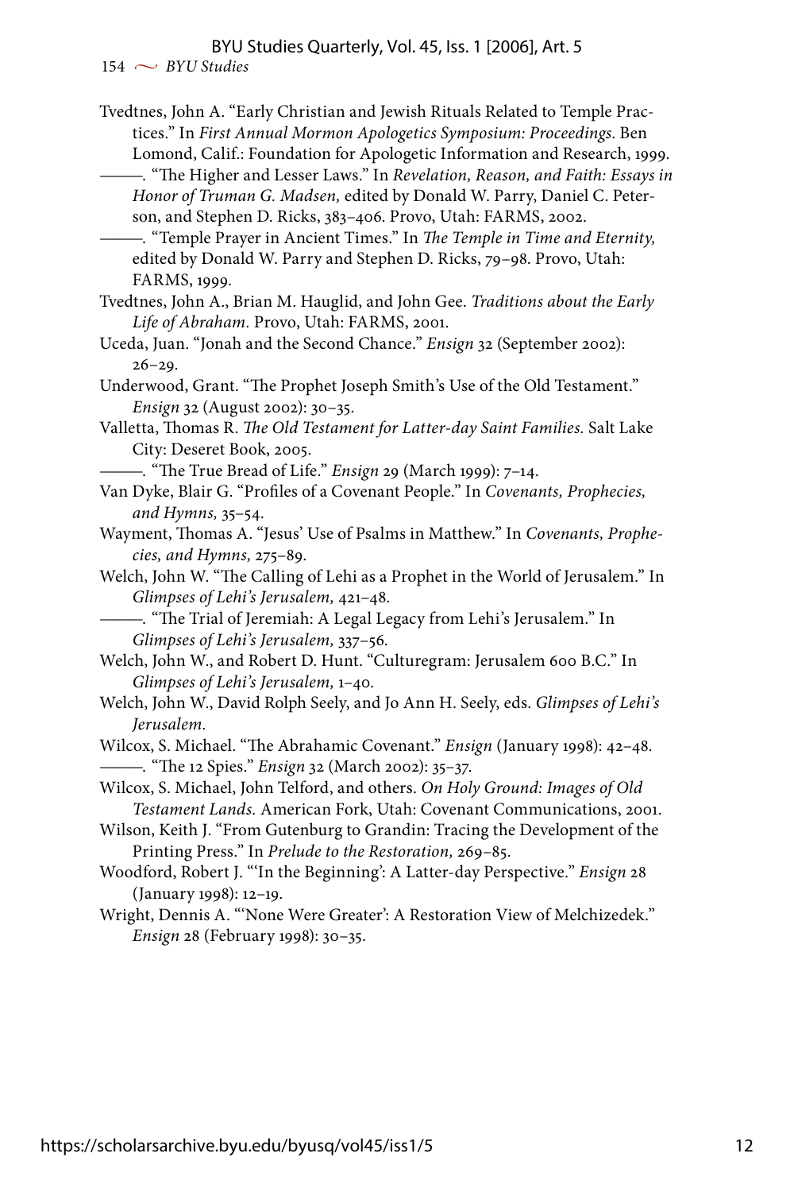Tvedtnes, John A. "Early Christian and Jewish Rituals Related to Temple Practices." In *First Annual Mormon Apologetics Symposium: Proceedings*. Ben Lomond, Calif.: Foundation for Apologetic Information and Research, 1999.

———. "The Higher and Lesser Laws." In *Revelation, Reason, and Faith: Essays in Honor of Truman G. Madsen,* edited by Donald W. Parry, Daniel C. Peterson, and Stephen D. Ricks, 383–406. Provo, Utah: FARMS, 2002.

———. "Temple Prayer in Ancient Times." In *The Temple in Time and Eternity,* edited by Donald W. Parry and Stephen D. Ricks, 79–98. Provo, Utah: FARMS, 1999.

Tvedtnes, John A., Brian M. Hauglid, and John Gee. *Traditions about the Early Life of Abraham.* Provo, Utah: FARMS, 2001.

Uceda, Juan. "Jonah and the Second Chance." *Ensign* 32 (September 2002): 26–29.

Underwood, Grant. "The Prophet Joseph Smith's Use of the Old Testament." *Ensign* 32 (August 2002): 30–35.

Valletta, Thomas R. *The Old Testament for Latter-day Saint Families.* Salt Lake City: Deseret Book, 2005.

———. "The True Bread of Life." *Ensign* 29 (March 1999): 7–14.

Van Dyke, Blair G. "Profiles of a Covenant People." In *Covenants, Prophecies, and Hymns,* 35–54.

Wayment, Thomas A. "Jesus' Use of Psalms in Matthew." In *Covenants, Prophecies, and Hymns,* 275–89.

Welch, John W. "The Calling of Lehi as a Prophet in the World of Jerusalem." In *Glimpses of Lehi's Jerusalem,* 421–48.

———. "The Trial of Jeremiah: A Legal Legacy from Lehi's Jerusalem." In *Glimpses of Lehi's Jerusalem,* 337–56.

Welch, John W., and Robert D. Hunt. "Culturegram: Jerusalem 600 B.C." In *Glimpses of Lehi's Jerusalem,* 1–40.

Welch, John W., David Rolph Seely, and Jo Ann H. Seely, eds. *Glimpses of Lehi's Jerusalem.*

Wilcox, S. Michael. "The Abrahamic Covenant." *Ensign* (January 1998): 42–48.

———. "The 12 Spies." *Ensign* 32 (March 2002): 35–37.

Wilcox, S. Michael, John Telford, and others. *On Holy Ground: Images of Old Testament Lands.* American Fork, Utah: Covenant Communications, 2001.

Wilson, Keith J. "From Gutenburg to Grandin: Tracing the Development of the Printing Press." In *Prelude to the Restoration,* 269–85.

Woodford, Robert J. "'In the Beginning': A Latter-day Perspective." *Ensign* 28 (January 1998): 12–19.

Wright, Dennis A. "'None Were Greater': A Restoration View of Melchizedek." *Ensign* 28 (February 1998): 30–35.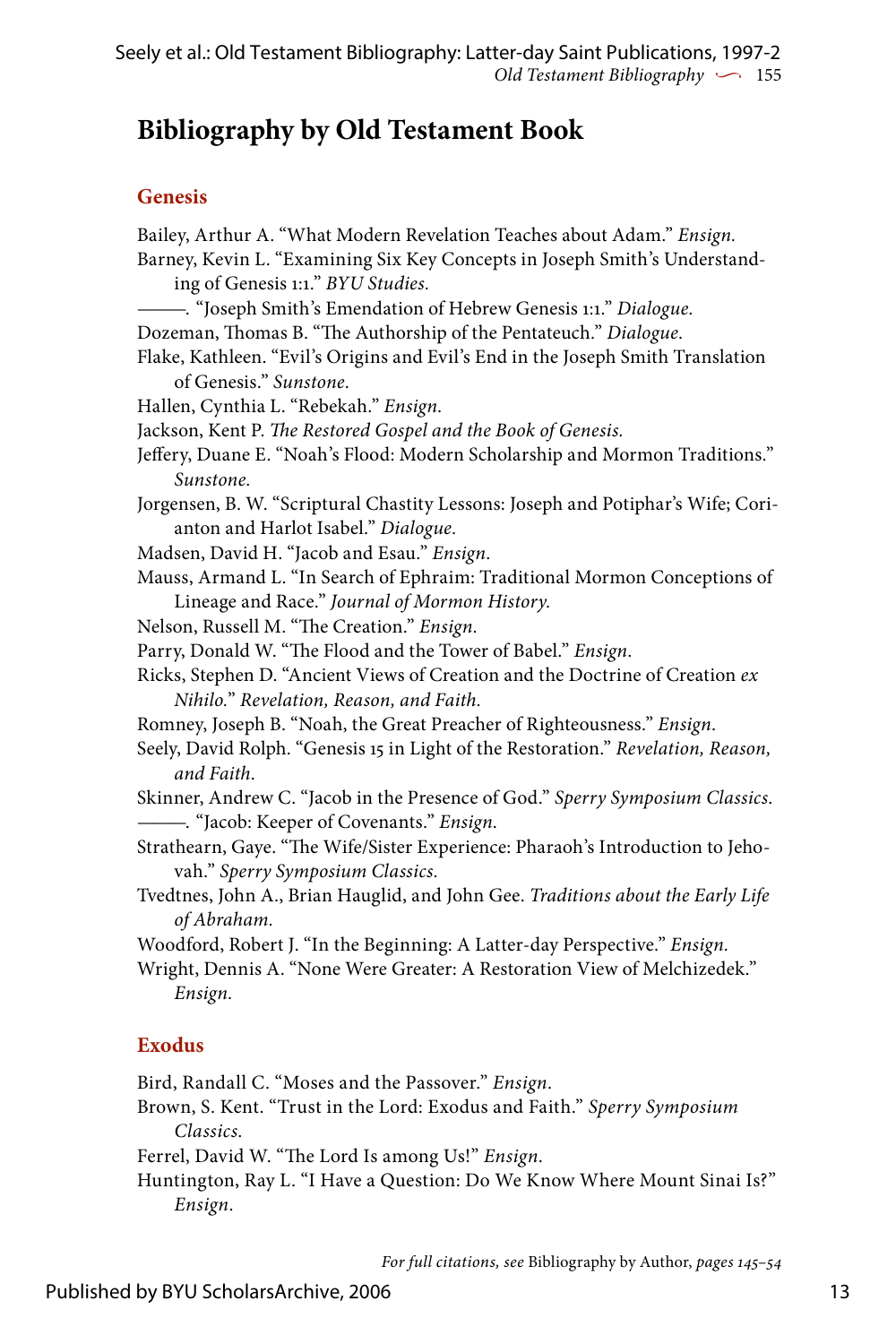# Bibliography by Old Testament Book

## Genesis

Bailey, Arthur A. "What Modern Revelation Teaches about Adam." *Ensign.*

Barney, Kevin L. "Examining Six Key Concepts in Joseph Smith's Understanding of Genesis 1:1." *BYU Studies.*

———. "Joseph Smith's Emendation of Hebrew Genesis 1:1." *Dialogue.*

Dozeman, Thomas B. "The Authorship of the Pentateuch." *Dialogue.*

Flake, Kathleen. "Evil's Origins and Evil's End in the Joseph Smith Translation of Genesis." *Sunstone.*

Hallen, Cynthia L. "Rebekah." *Ensign.*

Jackson, Kent P. *The Restored Gospel and the Book of Genesis.*

Jeffery, Duane E. "Noah's Flood: Modern Scholarship and Mormon Traditions." *Sunstone.*

Jorgensen, B. W. "Scriptural Chastity Lessons: Joseph and Potiphar's Wife; Corianton and Harlot Isabel." *Dialogue.*

Madsen, David H. "Jacob and Esau." *Ensign.*

Mauss, Armand L. "In Search of Ephraim: Traditional Mormon Conceptions of Lineage and Race." *Journal of Mormon History.*

Nelson, Russell M. "The Creation." *Ensign.*

Parry, Donald W. "The Flood and the Tower of Babel." *Ensign.*

Ricks, Stephen D. "Ancient Views of Creation and the Doctrine of Creation *ex Nihilo.*" *Revelation, Reason, and Faith.*

Romney, Joseph B. "Noah, the Great Preacher of Righteousness." *Ensign.*

Seely, David Rolph. "Genesis 15 in Light of the Restoration." *Revelation, Reason, and Faith.*

Skinner, Andrew C. "Jacob in the Presence of God." *Sperry Symposium Classics.*

———. "Jacob: Keeper of Covenants." *Ensign.*

Strathearn, Gaye. "The Wife/Sister Experience: Pharaoh's Introduction to Jehovah." *Sperry Symposium Classics.*

Tvedtnes, John A., Brian Hauglid, and John Gee. *Traditions about the Early Life of Abraham.*

Woodford, Robert J. "In the Beginning: A Latter-day Perspective." *Ensign.*

Wright, Dennis A. "None Were Greater: A Restoration View of Melchizedek." *Ensign.*

## Exodus

Bird, Randall C. "Moses and the Passover." *Ensign.*

Brown, S. Kent. "Trust in the Lord: Exodus and Faith." *Sperry Symposium Classics.*

Ferrel, David W. "The Lord Is among Us!" *Ensign.*

Huntington, Ray L. "I Have a Question: Do We Know Where Mount Sinai Is?" *Ensign.*

*For full citations, see* Bibliography by Author, *pages 145–54*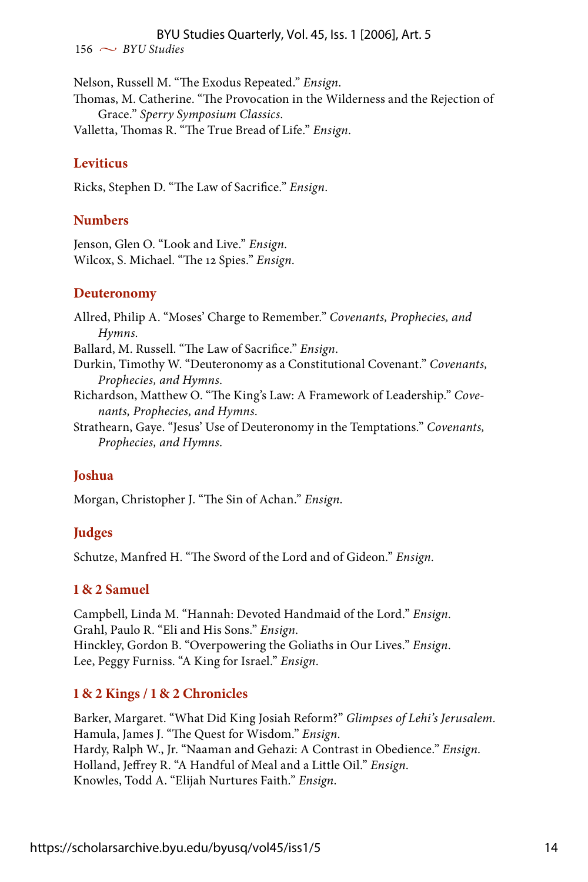Nelson, Russell M. "The Exodus Repeated." *Ensign*.

Thomas, M. Catherine. "The Provocation in the Wilderness and the Rejection of Grace." *Sperry Symposium Classics*.

Valletta, Thomas R. "The True Bread of Life." *Ensign*.

## Leviticus

Ricks, Stephen D. "The Law of Sacrifice." *Ensign*.

## Numbers

Jenson, Glen O. "Look and Live." *Ensign*.

Wilcox, S. Michael. "The 12 Spies." *Ensign*.

## Deuteronomy

Allred, Philip A. "Moses' Charge to Remember." *Covenants, Prophecies, and Hymns*.

Ballard, M. Russell. "The Law of Sacrifice." *Ensign*.

Durkin, Timothy W. "Deuteronomy as a Constitutional Covenant." *Covenants, Prophecies, and Hymns*.

Richardson, Matthew O. "The King's Law: A Framework of Leadership." *Covenants, Prophecies, and Hymns*.

Strathearn, Gaye. "Jesus' Use of Deuteronomy in the Temptations." *Covenants, Prophecies, and Hymns*.

## Joshua

Morgan, Christopher J. "The Sin of Achan." *Ensign*.

## Judges

Schutze, Manfred H. "The Sword of the Lord and of Gideon." *Ensign*.

## 1 & 2 Samuel

Campbell, Linda M. "Hannah: Devoted Handmaid of the Lord." *Ensign*.

Grahl, Paulo R. "Eli and His Sons." *Ensign*.

Hinckley, Gordon B. "Overpowering the Goliaths in Our Lives." *Ensign*.

Lee, Peggy Furniss. "A King for Israel." *Ensign*.

## 1 & 2 Kings / 1 & 2 Chronicles

Barker, Margaret. "What Did King Josiah Reform?" *Glimpses of Lehi's Jerusalem*.

Hamula, James J. "The Quest for Wisdom." *Ensign*.

Hardy, Ralph W., Jr. "Naaman and Gehazi: A Contrast in Obedience." *Ensign*.

Holland, Jeffrey R. "A Handful of Meal and a Little Oil." *Ensign*.

Knowles, Todd A. "Elijah Nurtures Faith." *Ensign*.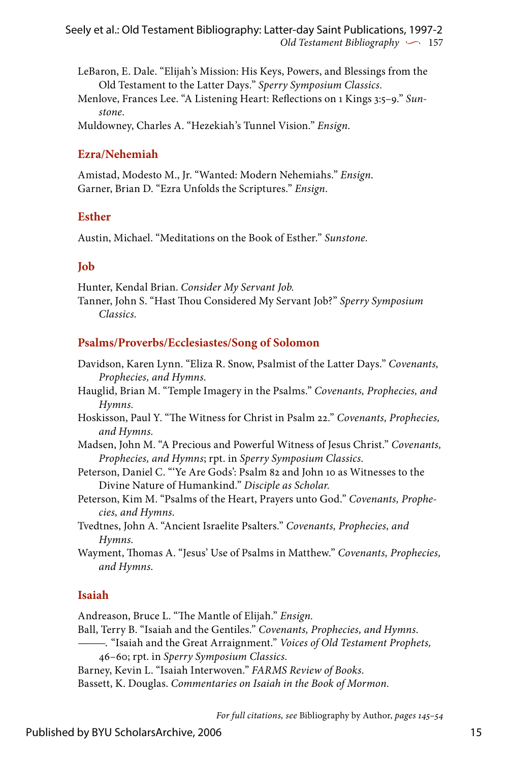LeBaron, E. Dale. "Elijah's Mission: His Keys, Powers, and Blessings from the Old Testament to the Latter Days." *Sperry Symposium Classics.*

Menlove, Frances Lee. "A Listening Heart: Reflections on 1 Kings 3:5–9." *Sunstone.*

Muldowney, Charles A. "Hezekiah's Tunnel Vision." *Ensign.*

## Ezra/Nehemiah

Amistad, Modesto M., Jr. "Wanted: Modern Nehemiahs." *Ensign.*

Garner, Brian D. "Ezra Unfolds the Scriptures." *Ensign.*

## Esther

Austin, Michael. "Meditations on the Book of Esther." *Sunstone.*

## Job

Hunter, Kendal Brian. *Consider My Servant Job.*

Tanner, John S. "Hast Thou Considered My Servant Job?" *Sperry Symposium Classics.*

## Psalms/Proverbs/Ecclesiastes/Song of Solomon

Davidson, Karen Lynn. "Eliza R. Snow, Psalmist of the Latter Days." *Covenants, Prophecies, and Hymns.*

Hauglid, Brian M. "Temple Imagery in the Psalms." *Covenants, Prophecies, and Hymns.*

Hoskisson, Paul Y. "The Witness for Christ in Psalm 22." *Covenants, Prophecies, and Hymns.*

Madsen, John M. "A Precious and Powerful Witness of Jesus Christ." *Covenants, Prophecies, and Hymns*; rpt. in *Sperry Symposium Classics.*

Peterson, Daniel C. "'Ye Are Gods': Psalm 82 and John 10 as Witnesses to the Divine Nature of Humankind." *Disciple as Scholar.*

Peterson, Kim M. "Psalms of the Heart, Prayers unto God." *Covenants, Prophecies, and Hymns.*

Tvedtnes, John A. "Ancient Israelite Psalters." *Covenants, Prophecies, and Hymns.*

Wayment, Thomas A. "Jesus' Use of Psalms in Matthew." *Covenants, Prophecies, and Hymns.*

## Isaiah

Andreason, Bruce L. "The Mantle of Elijah." *Ensign.*

Ball, Terry B. "Isaiah and the Gentiles." *Covenants, Prophecies, and Hymns.*

———. "Isaiah and the Great Arraignment." *Voices of Old Testament Prophets,* 46–60; rpt. in *Sperry Symposium Classics.*

Barney, Kevin L. "Isaiah Interwoven." *FARMS Review of Books.*

Bassett, K. Douglas. *Commentaries on Isaiah in the Book of Mormon.*

*For full citations, see* Bibliography by Author, *pages 145–54*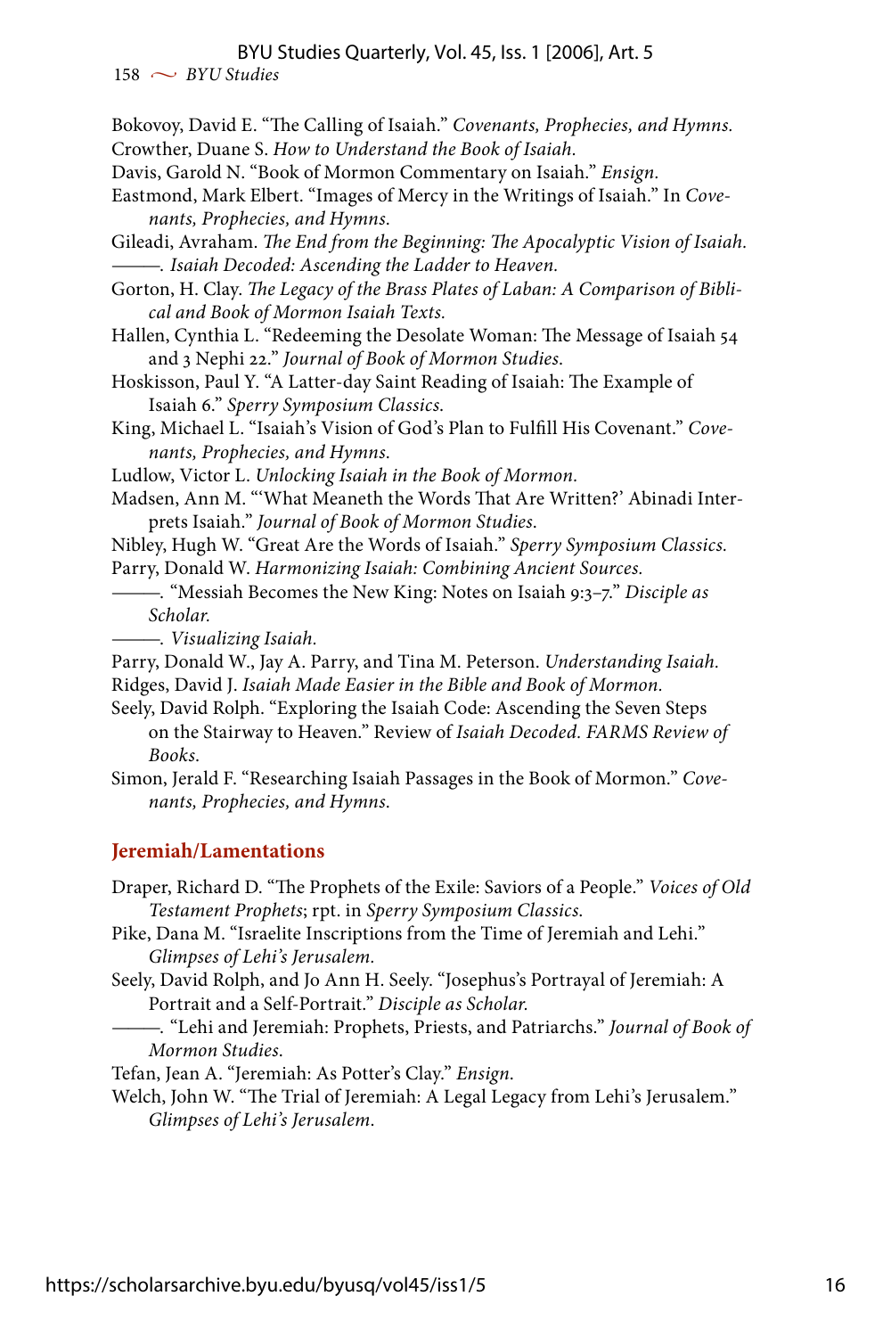Bokovoy, David E. "The Calling of Isaiah." *Covenants, Prophecies, and Hymns.*

Crowther, Duane S. *How to Understand the Book of Isaiah.*

Davis, Garold N. "Book of Mormon Commentary on Isaiah." *Ensign.*

Eastmond, Mark Elbert. "Images of Mercy in the Writings of Isaiah." In *Covenants, Prophecies, and Hymns.*

Gileadi, Avraham. *The End from the Beginning: The Apocalyptic Vision of Isaiah.*

———. *Isaiah Decoded: Ascending the Ladder to Heaven.*

Gorton, H. Clay. *The Legacy of the Brass Plates of Laban: A Comparison of Biblical and Book of Mormon Isaiah Texts.*

Hallen, Cynthia L. "Redeeming the Desolate Woman: The Message of Isaiah 54 and 3 Nephi 22." *Journal of Book of Mormon Studies.*

Hoskisson, Paul Y. "A Latter-day Saint Reading of Isaiah: The Example of Isaiah 6." *Sperry Symposium Classics.*

King, Michael L. "Isaiah's Vision of God's Plan to Fulfill His Covenant." *Covenants, Prophecies, and Hymns.*

Ludlow, Victor L. *Unlocking Isaiah in the Book of Mormon.*

Madsen, Ann M. "'What Meaneth the Words That Are Written?' Abinadi Interprets Isaiah." *Journal of Book of Mormon Studies.*

Nibley, Hugh W. "Great Are the Words of Isaiah." *Sperry Symposium Classics.*

Parry, Donald W. *Harmonizing Isaiah: Combining Ancient Sources.*

———. "Messiah Becomes the New King: Notes on Isaiah 9:3–7." *Disciple as Scholar.*

———. *Visualizing Isaiah.*

Parry, Donald W., Jay A. Parry, and Tina M. Peterson. *Understanding Isaiah.*

Ridges, David J. *Isaiah Made Easier in the Bible and Book of Mormon.*

Seely, David Rolph. "Exploring the Isaiah Code: Ascending the Seven Steps on the Stairway to Heaven." Review of *Isaiah Decoded. FARMS Review of Books.*

Simon, Jerald F. "Researching Isaiah Passages in the Book of Mormon." *Covenants, Prophecies, and Hymns.*

## Jeremiah/Lamentations

Draper, Richard D. "The Prophets of the Exile: Saviors of a People." *Voices of Old Testament Prophets*; rpt. in *Sperry Symposium Classics.*

Pike, Dana M. "Israelite Inscriptions from the Time of Jeremiah and Lehi." *Glimpses of Lehi's Jerusalem.*

Seely, David Rolph, and Jo Ann H. Seely. "Josephus's Portrayal of Jeremiah: A Portrait and a Self-Portrait." *Disciple as Scholar.*

———. "Lehi and Jeremiah: Prophets, Priests, and Patriarchs." *Journal of Book of Mormon Studies.*

Tefan, Jean A. "Jeremiah: As Potter's Clay." *Ensign.*

Welch, John W. "The Trial of Jeremiah: A Legal Legacy from Lehi's Jerusalem." *Glimpses of Lehi's Jerusalem.*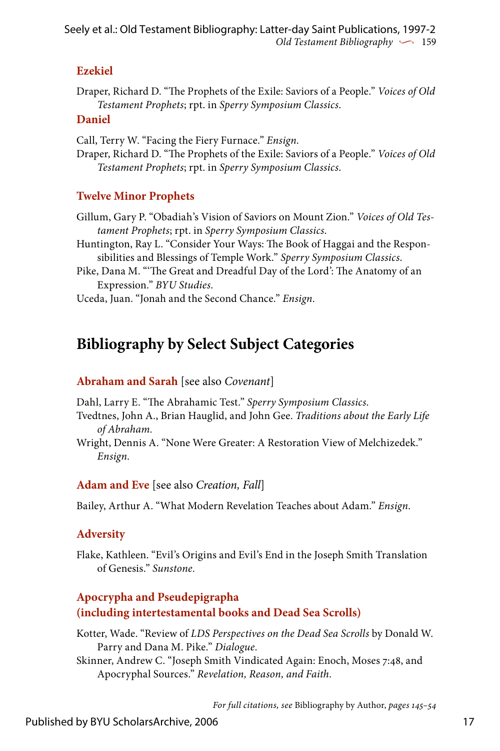### Ezekiel

Draper, Richard D. "The Prophets of the Exile: Saviors of a People." *Voices of Old Testament Prophets*; rpt. in *Sperry Symposium Classics.*

### Daniel

Call, Terry W. "Facing the Fiery Furnace." *Ensign.*

Draper, Richard D. "The Prophets of the Exile: Saviors of a People." *Voices of Old Testament Prophets*; rpt. in *Sperry Symposium Classics.*

### Twelve Minor Prophets

Gillum, Gary P. "Obadiah's Vision of Saviors on Mount Zion." *Voices of Old Testament Prophets*; rpt. in *Sperry Symposium Classics.*

Huntington, Ray L. "Consider Your Ways: The Book of Haggai and the Responsibilities and Blessings of Temple Work." *Sperry Symposium Classics.*

Pike, Dana M. "'The Great and Dreadful Day of the Lord': The Anatomy of an Expression." *BYU Studies.*

Uceda, Juan. "Jonah and the Second Chance." *Ensign.*

## Bibliography by Select Subject Categories

### Abraham and Sarah [see also *Covenant*]

Dahl, Larry E. "The Abrahamic Test." *Sperry Symposium Classics.*

Tvedtnes, John A., Brian Hauglid, and John Gee. *Traditions about the Early Life of Abraham.*

Wright, Dennis A. "None Were Greater: A Restoration View of Melchizedek." *Ensign.*

### Adam and Eve [see also *Creation, Fall*]

Bailey, Arthur A. "What Modern Revelation Teaches about Adam." *Ensign.*

### Adversity

Flake, Kathleen. "Evil's Origins and Evil's End in the Joseph Smith Translation of Genesis." *Sunstone.*

### Apocrypha and Pseudepigrapha (including intertestamental books and Dead Sea Scrolls)

Kotter, Wade. "Review of *LDS Perspectives on the Dead Sea Scrolls* by Donald W. Parry and Dana M. Pike." *Dialogue.*

Skinner, Andrew C. "Joseph Smith Vindicated Again: Enoch, Moses 7:48, and Apocryphal Sources." *Revelation, Reason, and Faith.*

*For full citations, see* Bibliography by Author, *pages 145–54*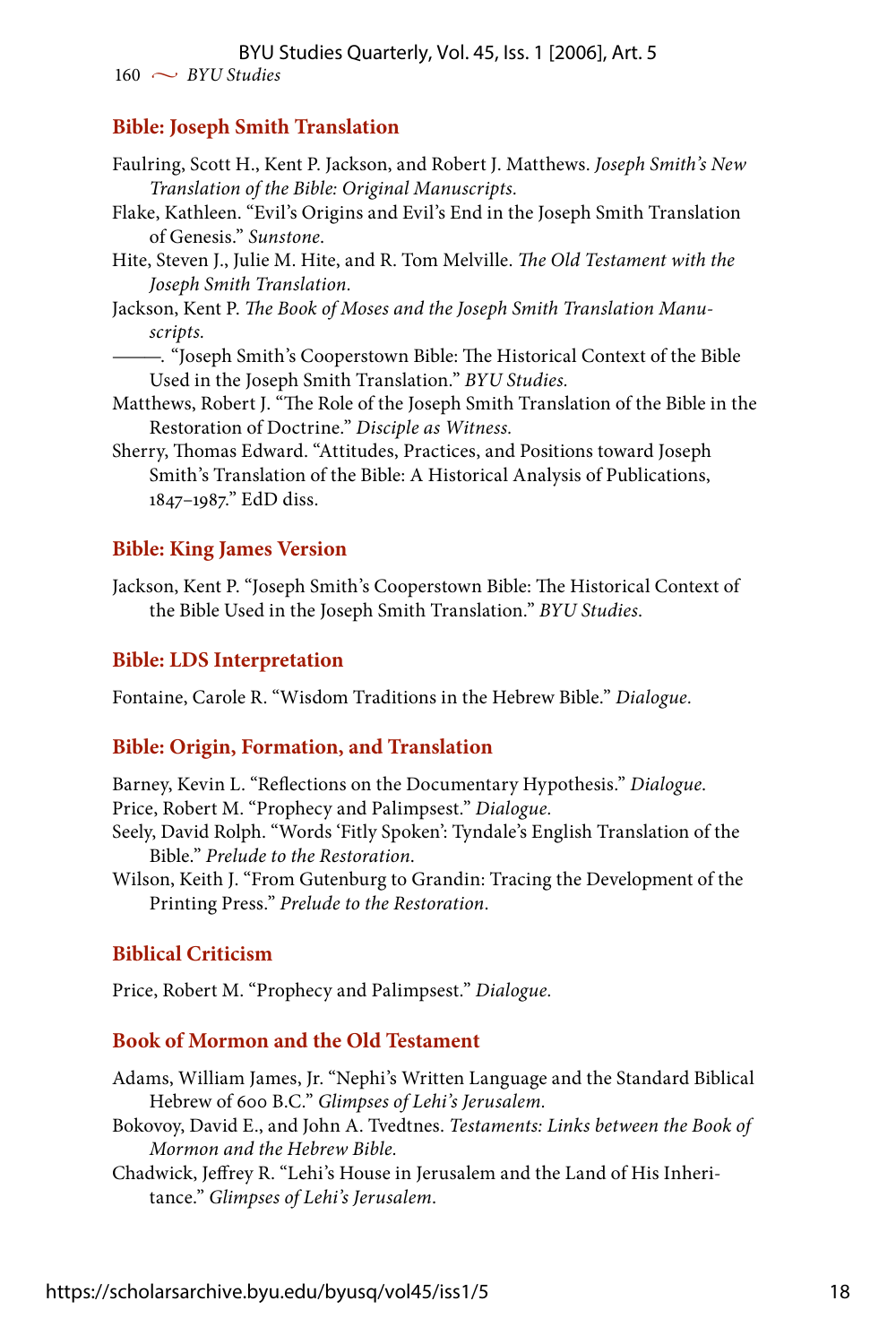### Bible: Joseph Smith Translation

Faulring, Scott H., Kent P. Jackson, and Robert J. Matthews. *Joseph Smith's New Translation of the Bible: Original Manuscripts.*

Flake, Kathleen. "Evil's Origins and Evil's End in the Joseph Smith Translation of Genesis." *Sunstone.*

Hite, Steven J., Julie M. Hite, and R. Tom Melville. *The Old Testament with the Joseph Smith Translation.*

Jackson, Kent P. *The Book of Moses and the Joseph Smith Translation Manuscripts.*

———. "Joseph Smith's Cooperstown Bible: The Historical Context of the Bible Used in the Joseph Smith Translation." *BYU Studies.*

Matthews, Robert J. "The Role of the Joseph Smith Translation of the Bible in the Restoration of Doctrine." *Disciple as Witness.*

Sherry, Thomas Edward. "Attitudes, Practices, and Positions toward Joseph Smith's Translation of the Bible: A Historical Analysis of Publications, 1847–1987." EdD diss.

### Bible: King James Version

Jackson, Kent P. "Joseph Smith's Cooperstown Bible: The Historical Context of the Bible Used in the Joseph Smith Translation." *BYU Studies.*

### Bible: LDS Interpretation

Fontaine, Carole R. "Wisdom Traditions in the Hebrew Bible." *Dialogue.*

### Bible: Origin, Formation, and Translation

Barney, Kevin L. "Reflections on the Documentary Hypothesis." *Dialogue.*

Price, Robert M. "Prophecy and Palimpsest." *Dialogue.*

Seely, David Rolph. "Words 'Fitly Spoken': Tyndale's English Translation of the Bible." *Prelude to the Restoration.*

Wilson, Keith J. "From Gutenburg to Grandin: Tracing the Development of the Printing Press." *Prelude to the Restoration.*

### Biblical Criticism

Price, Robert M. "Prophecy and Palimpsest." *Dialogue.*

### Book of Mormon and the Old Testament

Adams, William James, Jr. "Nephi's Written Language and the Standard Biblical Hebrew of 600 B.C." *Glimpses of Lehi's Jerusalem.*

Bokovoy, David E., and John A. Tvedtnes. *Testaments: Links between the Book of Mormon and the Hebrew Bible.*

Chadwick, Jeffrey R. "Lehi's House in Jerusalem and the Land of His Inheritance." *Glimpses of Lehi's Jerusalem.*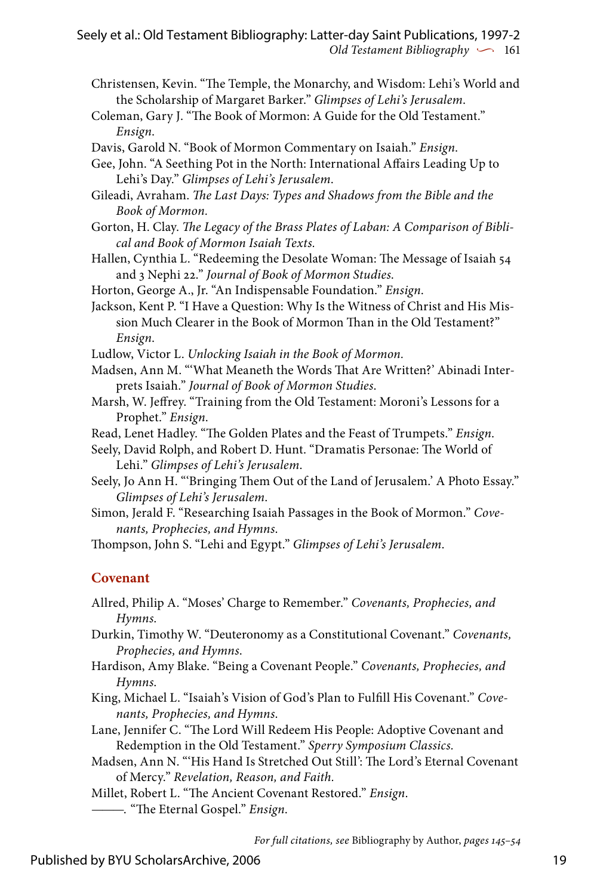Christensen, Kevin. "The Temple, the Monarchy, and Wisdom: Lehi's World and the Scholarship of Margaret Barker." *Glimpses of Lehi's Jerusalem*.

Coleman, Gary J. "The Book of Mormon: A Guide for the Old Testament." *Ensign*.

Davis, Garold N. "Book of Mormon Commentary on Isaiah." *Ensign*.

Gee, John. "A Seething Pot in the North: International Affairs Leading Up to Lehi's Day." *Glimpses of Lehi's Jerusalem*.

Gileadi, Avraham. *The Last Days: Types and Shadows from the Bible and the Book of Mormon*.

Gorton, H. Clay. *The Legacy of the Brass Plates of Laban: A Comparison of Biblical and Book of Mormon Isaiah Texts*.

Hallen, Cynthia L. "Redeeming the Desolate Woman: The Message of Isaiah 54 and 3 Nephi 22." *Journal of Book of Mormon Studies*.

Horton, George A., Jr. "An Indispensable Foundation." *Ensign*.

Jackson, Kent P. "I Have a Question: Why Is the Witness of Christ and His Mission Much Clearer in the Book of Mormon Than in the Old Testament?" *Ensign*.

Ludlow, Victor L. *Unlocking Isaiah in the Book of Mormon*.

Madsen, Ann M. "'What Meaneth the Words That Are Written?' Abinadi Interprets Isaiah." *Journal of Book of Mormon Studies*.

Marsh, W. Jeffrey. "Training from the Old Testament: Moroni's Lessons for a Prophet." *Ensign*.

Read, Lenet Hadley. "The Golden Plates and the Feast of Trumpets." *Ensign*.

Seely, David Rolph, and Robert D. Hunt. "Dramatis Personae: The World of Lehi." *Glimpses of Lehi's Jerusalem*.

Seely, Jo Ann H. "'Bringing Them Out of the Land of Jerusalem.' A Photo Essay." *Glimpses of Lehi's Jerusalem*.

Simon, Jerald F. "Researching Isaiah Passages in the Book of Mormon." *Covenants, Prophecies, and Hymns*.

Thompson, John S. "Lehi and Egypt." *Glimpses of Lehi's Jerusalem*.

## Covenant

Allred, Philip A. "Moses' Charge to Remember." *Covenants, Prophecies, and Hymns*.

Durkin, Timothy W. "Deuteronomy as a Constitutional Covenant." *Covenants, Prophecies, and Hymns*.

Hardison, Amy Blake. "Being a Covenant People." *Covenants, Prophecies, and Hymns*.

King, Michael L. "Isaiah's Vision of God's Plan to Fulfill His Covenant." *Covenants, Prophecies, and Hymns*.

Lane, Jennifer C. "The Lord Will Redeem His People: Adoptive Covenant and Redemption in the Old Testament." *Sperry Symposium Classics*.

Madsen, Ann N. "'His Hand Is Stretched Out Still': The Lord's Eternal Covenant of Mercy." *Revelation, Reason, and Faith*.

Millet, Robert L. "The Ancient Covenant Restored." *Ensign*.

———. "The Eternal Gospel." *Ensign*.

*For full citations, see* Bibliography by Author, *pages 145–54*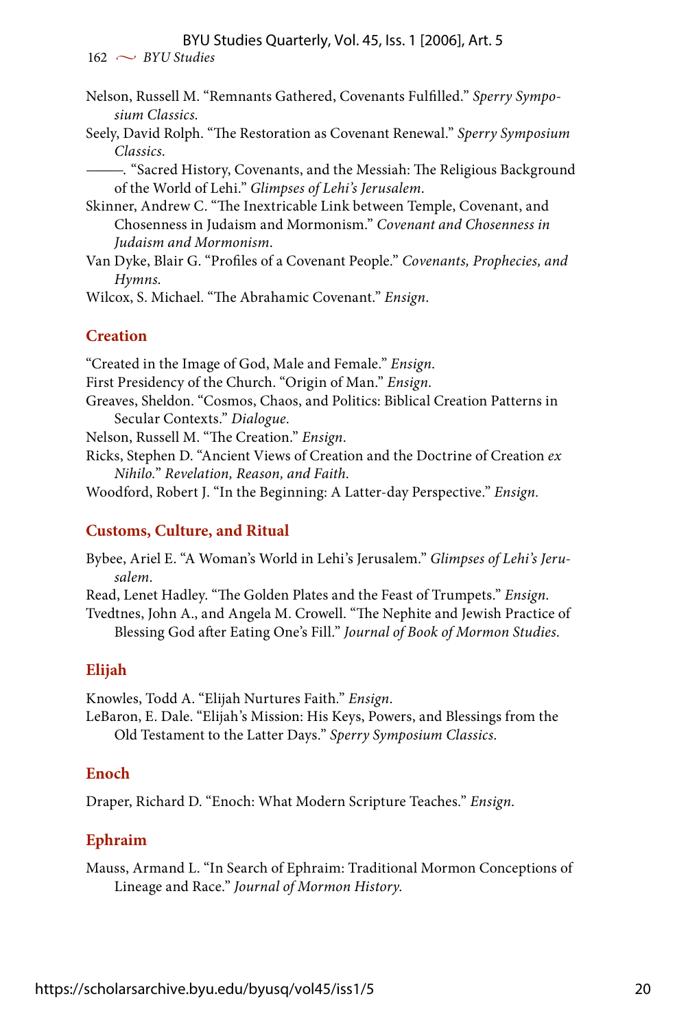Nelson, Russell M. "Remnants Gathered, Covenants Fulfilled." *Sperry Symposium Classics.*

Seely, David Rolph. "The Restoration as Covenant Renewal." *Sperry Symposium Classics.*

———. "Sacred History, Covenants, and the Messiah: The Religious Background of the World of Lehi." *Glimpses of Lehi's Jerusalem.*

Skinner, Andrew C. "The Inextricable Link between Temple, Covenant, and Chosenness in Judaism and Mormonism." *Covenant and Chosenness in Judaism and Mormonism.*

Van Dyke, Blair G. "Profiles of a Covenant People." *Covenants, Prophecies, and Hymns.*

Wilcox, S. Michael. "The Abrahamic Covenant." *Ensign.*

## Creation

"Created in the Image of God, Male and Female." *Ensign.*

First Presidency of the Church. "Origin of Man." *Ensign.*

Greaves, Sheldon. "Cosmos, Chaos, and Politics: Biblical Creation Patterns in Secular Contexts." *Dialogue.*

Nelson, Russell M. "The Creation." *Ensign.*

Ricks, Stephen D. "Ancient Views of Creation and the Doctrine of Creation *ex Nihilo*." *Revelation, Reason, and Faith.*

Woodford, Robert J. "In the Beginning: A Latter-day Perspective." *Ensign.*

## Customs, Culture, and Ritual

Bybee, Ariel E. "A Woman's World in Lehi's Jerusalem." *Glimpses of Lehi's Jerusalem.*

Read, Lenet Hadley. "The Golden Plates and the Feast of Trumpets." *Ensign.*

Tvedtnes, John A., and Angela M. Crowell. "The Nephite and Jewish Practice of Blessing God after Eating One's Fill." *Journal of Book of Mormon Studies.*

## Elijah

Knowles, Todd A. "Elijah Nurtures Faith." *Ensign.*

LeBaron, E. Dale. "Elijah's Mission: His Keys, Powers, and Blessings from the Old Testament to the Latter Days." *Sperry Symposium Classics.*

## Enoch

Draper, Richard D. "Enoch: What Modern Scripture Teaches." *Ensign.*

## Ephraim

Mauss, Armand L. "In Search of Ephraim: Traditional Mormon Conceptions of Lineage and Race." *Journal of Mormon History.*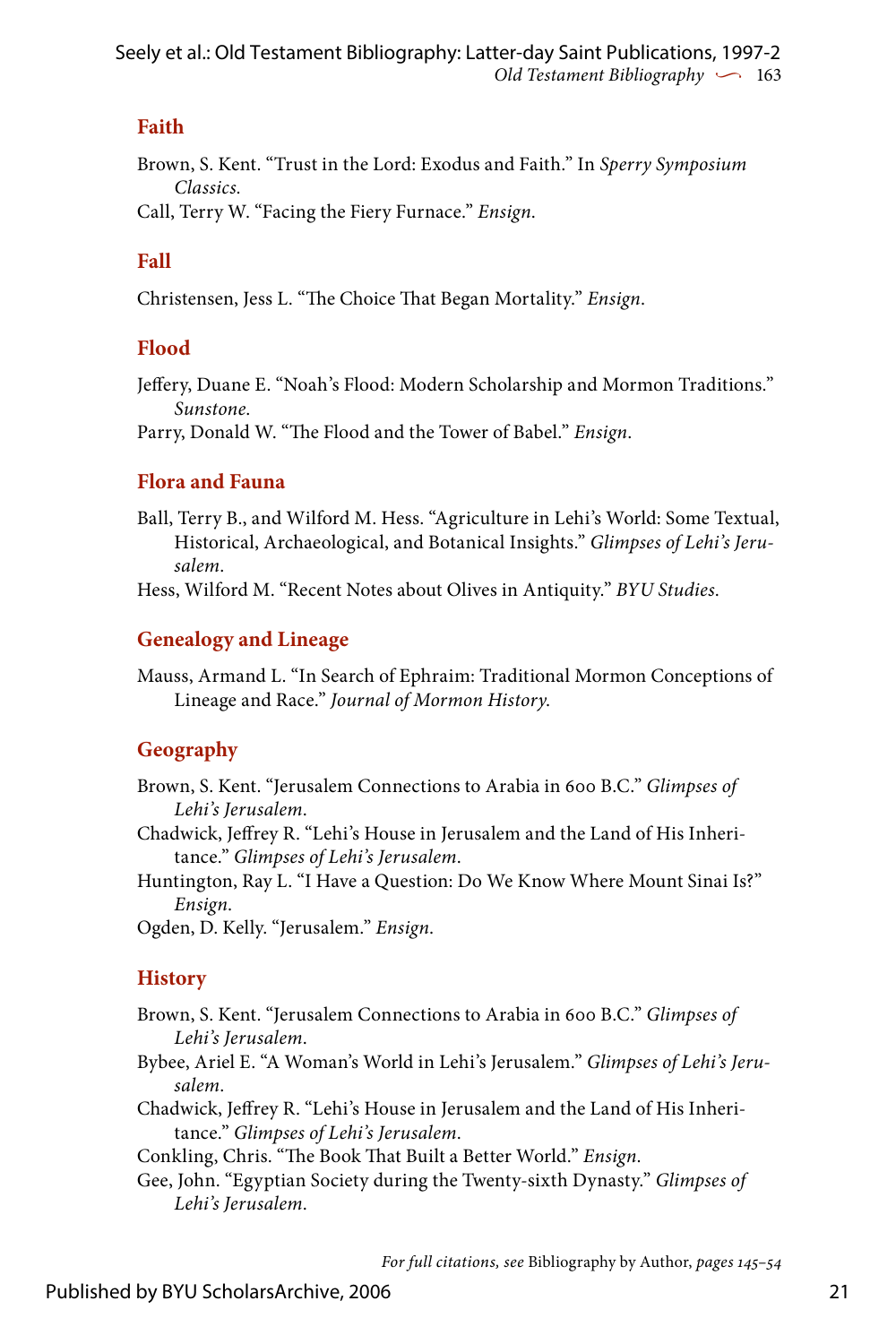## Faith

Brown, S. Kent. "Trust in the Lord: Exodus and Faith." In *Sperry Symposium Classics*.

Call, Terry W. "Facing the Fiery Furnace." *Ensign*.

## Fall

Christensen, Jess L. "The Choice That Began Mortality." *Ensign*.

## Flood

Jeffery, Duane E. "Noah's Flood: Modern Scholarship and Mormon Traditions." *Sunstone*.

Parry, Donald W. "The Flood and the Tower of Babel." *Ensign*.

## Flora and Fauna

Ball, Terry B., and Wilford M. Hess. "Agriculture in Lehi's World: Some Textual, Historical, Archaeological, and Botanical Insights." *Glimpses of Lehi's Jerusalem*.

Hess, Wilford M. "Recent Notes about Olives in Antiquity." *BYU Studies*.

## Genealogy and Lineage

Mauss, Armand L. "In Search of Ephraim: Traditional Mormon Conceptions of Lineage and Race." *Journal of Mormon History*.

## Geography

Brown, S. Kent. "Jerusalem Connections to Arabia in 600 B.C." *Glimpses of Lehi's Jerusalem*.

Chadwick, Jeffrey R. "Lehi's House in Jerusalem and the Land of His Inheritance." *Glimpses of Lehi's Jerusalem*.

Huntington, Ray L. "I Have a Question: Do We Know Where Mount Sinai Is?" *Ensign*.

Ogden, D. Kelly. "Jerusalem." *Ensign*.

## History

Brown, S. Kent. "Jerusalem Connections to Arabia in 600 B.C." *Glimpses of Lehi's Jerusalem*.

Bybee, Ariel E. "A Woman's World in Lehi's Jerusalem." *Glimpses of Lehi's Jerusalem*.

Chadwick, Jeffrey R. "Lehi's House in Jerusalem and the Land of His Inheritance." *Glimpses of Lehi's Jerusalem*.

Conkling, Chris. "The Book That Built a Better World." *Ensign*.

Gee, John. "Egyptian Society during the Twenty-sixth Dynasty." *Glimpses of Lehi's Jerusalem*.

*For full citations, see* Bibliography by Author, *pages 145–54*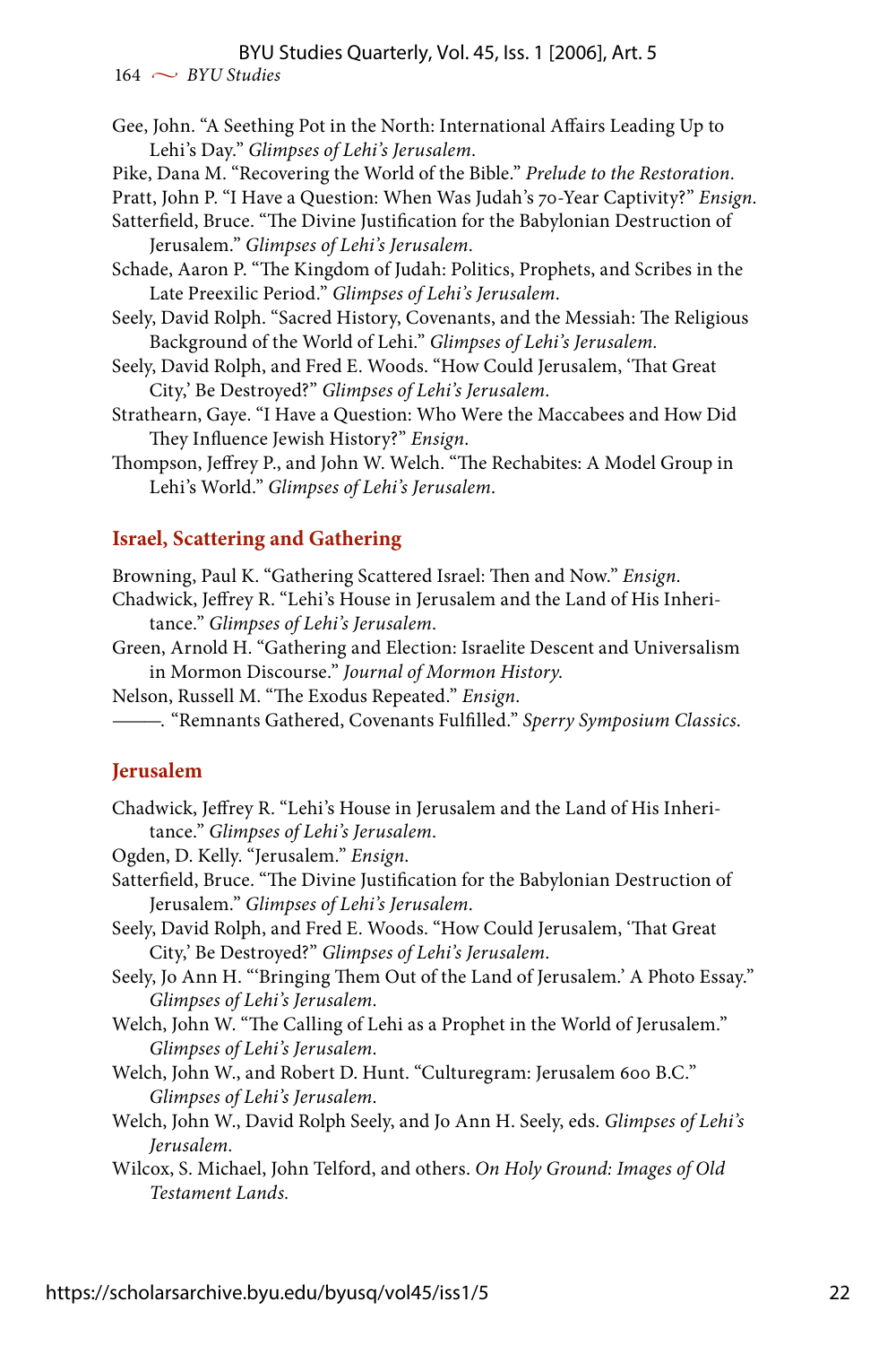Gee, John. "A Seething Pot in the North: International Affairs Leading Up to Lehi's Day." *Glimpses of Lehi's Jerusalem*.

Pike, Dana M. "Recovering the World of the Bible." *Prelude to the Restoration*.

Pratt, John P. "I Have a Question: When Was Judah's 70-Year Captivity?" *Ensign*.

Satterfield, Bruce. "The Divine Justification for the Babylonian Destruction of Jerusalem." *Glimpses of Lehi's Jerusalem*.

Schade, Aaron P. "The Kingdom of Judah: Politics, Prophets, and Scribes in the Late Preexilic Period." *Glimpses of Lehi's Jerusalem*.

Seely, David Rolph. "Sacred History, Covenants, and the Messiah: The Religious Background of the World of Lehi." *Glimpses of Lehi's Jerusalem*.

Seely, David Rolph, and Fred E. Woods. "How Could Jerusalem, 'That Great City,' Be Destroyed?" *Glimpses of Lehi's Jerusalem*.

Strathearn, Gaye. "I Have a Question: Who Were the Maccabees and How Did They Influence Jewish History?" *Ensign*.

Thompson, Jeffrey P., and John W. Welch. "The Rechabites: A Model Group in Lehi's World." *Glimpses of Lehi's Jerusalem*.

## Israel, Scattering and Gathering

Browning, Paul K. "Gathering Scattered Israel: Then and Now." *Ensign*.

Chadwick, Jeffrey R. "Lehi's House in Jerusalem and the Land of His Inheritance." *Glimpses of Lehi's Jerusalem*.

Green, Arnold H. "Gathering and Election: Israelite Descent and Universalism in Mormon Discourse." *Journal of Mormon History*.

Nelson, Russell M. "The Exodus Repeated." *Ensign*.

———. "Remnants Gathered, Covenants Fulfilled." *Sperry Symposium Classics*.

## Jerusalem

Chadwick, Jeffrey R. "Lehi's House in Jerusalem and the Land of His Inheritance." *Glimpses of Lehi's Jerusalem*.

Ogden, D. Kelly. "Jerusalem." *Ensign*.

Satterfield, Bruce. "The Divine Justification for the Babylonian Destruction of Jerusalem." *Glimpses of Lehi's Jerusalem*.

Seely, David Rolph, and Fred E. Woods. "How Could Jerusalem, 'That Great City,' Be Destroyed?" *Glimpses of Lehi's Jerusalem*.

Seely, Jo Ann H. "'Bringing Them Out of the Land of Jerusalem.' A Photo Essay." *Glimpses of Lehi's Jerusalem*.

Welch, John W. "The Calling of Lehi as a Prophet in the World of Jerusalem." *Glimpses of Lehi's Jerusalem*.

Welch, John W., and Robert D. Hunt. "Culturegram: Jerusalem 600 B.C." *Glimpses of Lehi's Jerusalem*.

Welch, John W., David Rolph Seely, and Jo Ann H. Seely, eds. *Glimpses of Lehi's Jerusalem*.

Wilcox, S. Michael, John Telford, and others. *On Holy Ground: Images of Old Testament Lands*.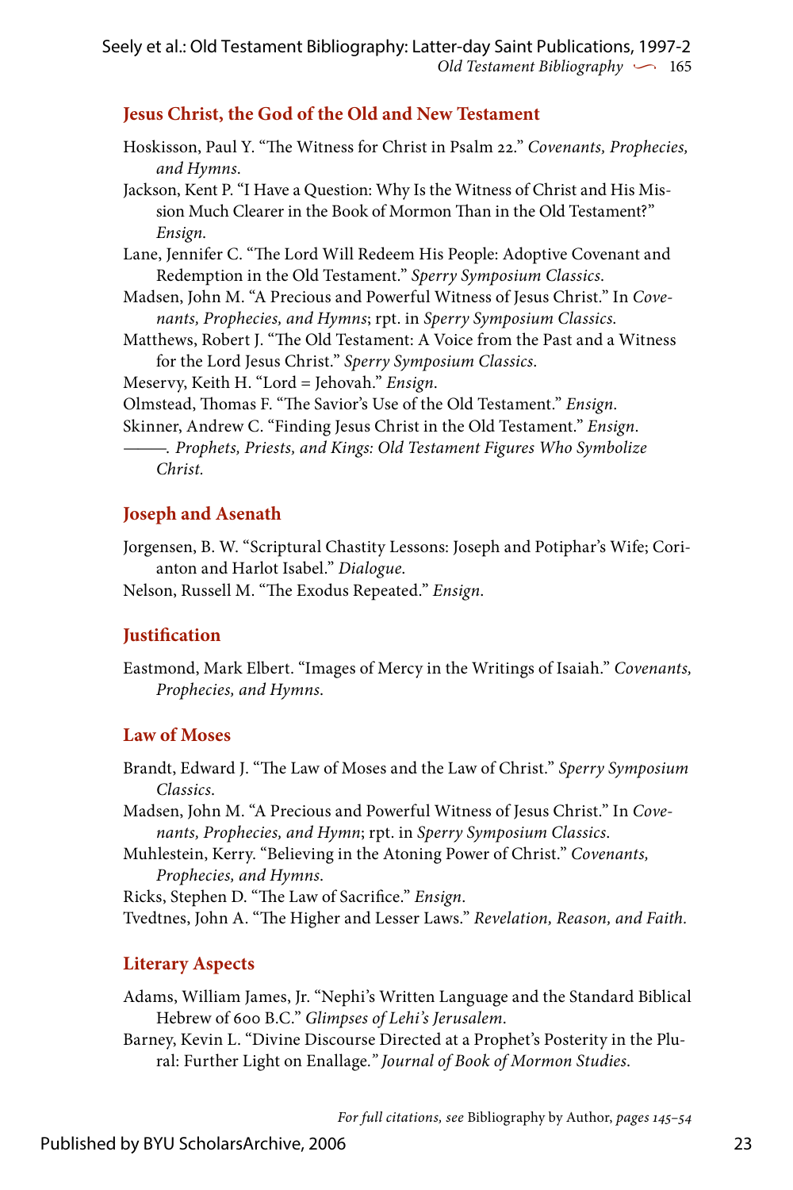## Jesus Christ, the God of the Old and New Testament

Hoskisson, Paul Y. "The Witness for Christ in Psalm 22." *Covenants, Prophecies, and Hymns.*

Jackson, Kent P. "I Have a Question: Why Is the Witness of Christ and His Mission Much Clearer in the Book of Mormon Than in the Old Testament?" *Ensign.*

Lane, Jennifer C. "The Lord Will Redeem His People: Adoptive Covenant and Redemption in the Old Testament." *Sperry Symposium Classics.*

Madsen, John M. "A Precious and Powerful Witness of Jesus Christ." In *Covenants, Prophecies, and Hymns*; rpt. in *Sperry Symposium Classics.*

Matthews, Robert J. "The Old Testament: A Voice from the Past and a Witness for the Lord Jesus Christ." *Sperry Symposium Classics.*

Meservy, Keith H. "Lord = Jehovah." *Ensign.*

Olmstead, Thomas F. "The Savior's Use of the Old Testament." *Ensign.*

Skinner, Andrew C. "Finding Jesus Christ in the Old Testament." *Ensign.*

———. *Prophets, Priests, and Kings: Old Testament Figures Who Symbolize Christ.*

## Joseph and Asenath

Jorgensen, B. W. "Scriptural Chastity Lessons: Joseph and Potiphar's Wife; Corianton and Harlot Isabel." *Dialogue.*

Nelson, Russell M. "The Exodus Repeated." *Ensign.*

## Justification

Eastmond, Mark Elbert. "Images of Mercy in the Writings of Isaiah." *Covenants, Prophecies, and Hymns.*

## Law of Moses

Brandt, Edward J. "The Law of Moses and the Law of Christ." *Sperry Symposium Classics.*

Madsen, John M. "A Precious and Powerful Witness of Jesus Christ." In *Covenants, Prophecies, and Hymn*; rpt. in *Sperry Symposium Classics.*

Muhlestein, Kerry. "Believing in the Atoning Power of Christ." *Covenants, Prophecies, and Hymns.*

Ricks, Stephen D. "The Law of Sacrifice." *Ensign.*

Tvedtnes, John A. "The Higher and Lesser Laws." *Revelation, Reason, and Faith.*

## Literary Aspects

Adams, William James, Jr. "Nephi's Written Language and the Standard Biblical Hebrew of 600 B.C." *Glimpses of Lehi's Jerusalem.*

Barney, Kevin L. "Divine Discourse Directed at a Prophet's Posterity in the Plural: Further Light on Enallage." *Journal of Book of Mormon Studies.*

*For full citations, see* Bibliography by Author, *pages 145–54*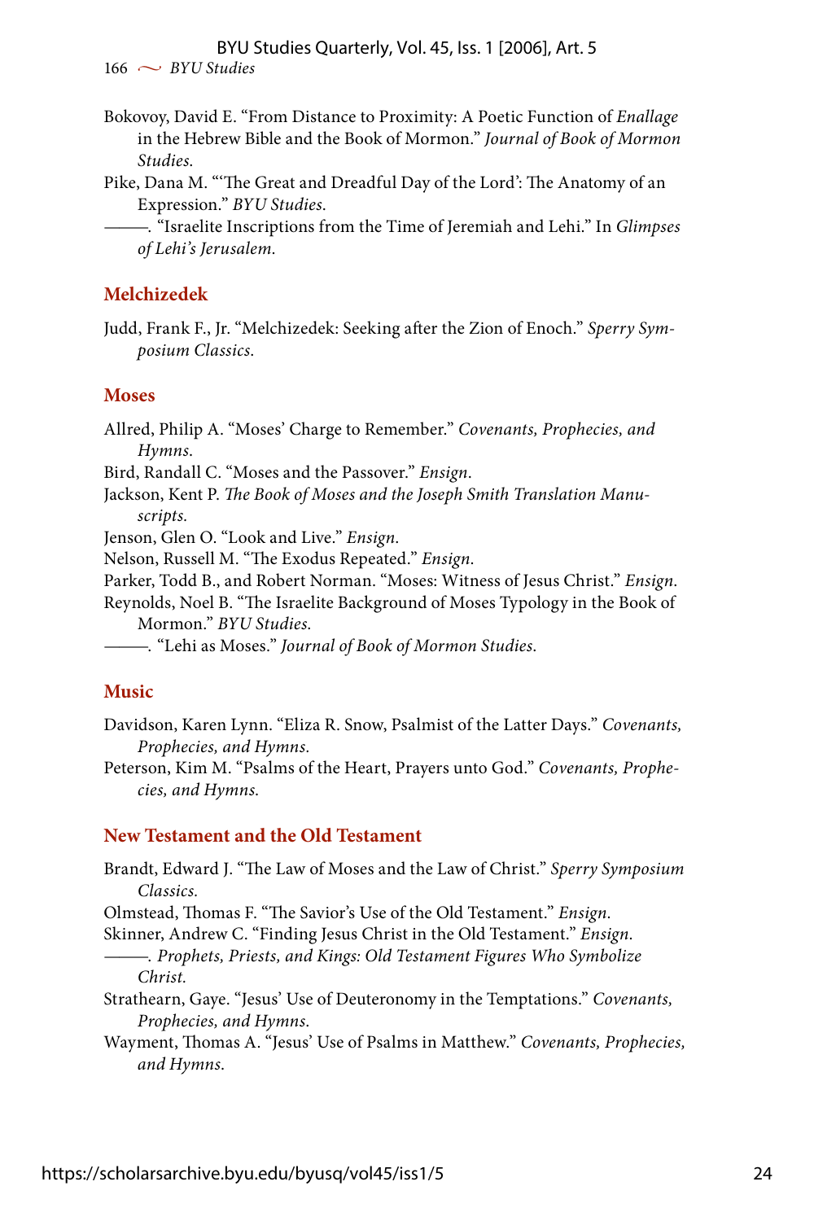Bokovoy, David E. "From Distance to Proximity: A Poetic Function of *Enallage* in the Hebrew Bible and the Book of Mormon." *Journal of Book of Mormon Studies.*

Pike, Dana M. "'The Great and Dreadful Day of the Lord': The Anatomy of an Expression." *BYU Studies.*

———. "Israelite Inscriptions from the Time of Jeremiah and Lehi." In *Glimpses of Lehi's Jerusalem.*

## Melchizedek

Judd, Frank F., Jr. "Melchizedek: Seeking after the Zion of Enoch." *Sperry Symposium Classics.*

## Moses

Allred, Philip A. "Moses' Charge to Remember." *Covenants, Prophecies, and Hymns.*

Bird, Randall C. "Moses and the Passover." *Ensign.*

Jackson, Kent P. *The Book of Moses and the Joseph Smith Translation Manuscripts.*

Jenson, Glen O. "Look and Live." *Ensign.*

Nelson, Russell M. "The Exodus Repeated." *Ensign.*

Parker, Todd B., and Robert Norman. "Moses: Witness of Jesus Christ." *Ensign.*

Reynolds, Noel B. "The Israelite Background of Moses Typology in the Book of Mormon." *BYU Studies.*

———. "Lehi as Moses." *Journal of Book of Mormon Studies.*

## Music

Davidson, Karen Lynn. "Eliza R. Snow, Psalmist of the Latter Days." *Covenants, Prophecies, and Hymns.*

Peterson, Kim M. "Psalms of the Heart, Prayers unto God." *Covenants, Prophecies, and Hymns.*

## New Testament and the Old Testament

Brandt, Edward J. "The Law of Moses and the Law of Christ." *Sperry Symposium Classics.*

Olmstead, Thomas F. "The Savior's Use of the Old Testament." *Ensign.*

Skinner, Andrew C. "Finding Jesus Christ in the Old Testament." *Ensign.*

———. *Prophets, Priests, and Kings: Old Testament Figures Who Symbolize Christ.*

Strathearn, Gaye. "Jesus' Use of Deuteronomy in the Temptations." *Covenants, Prophecies, and Hymns.*

Wayment, Thomas A. "Jesus' Use of Psalms in Matthew." *Covenants, Prophecies, and Hymns.*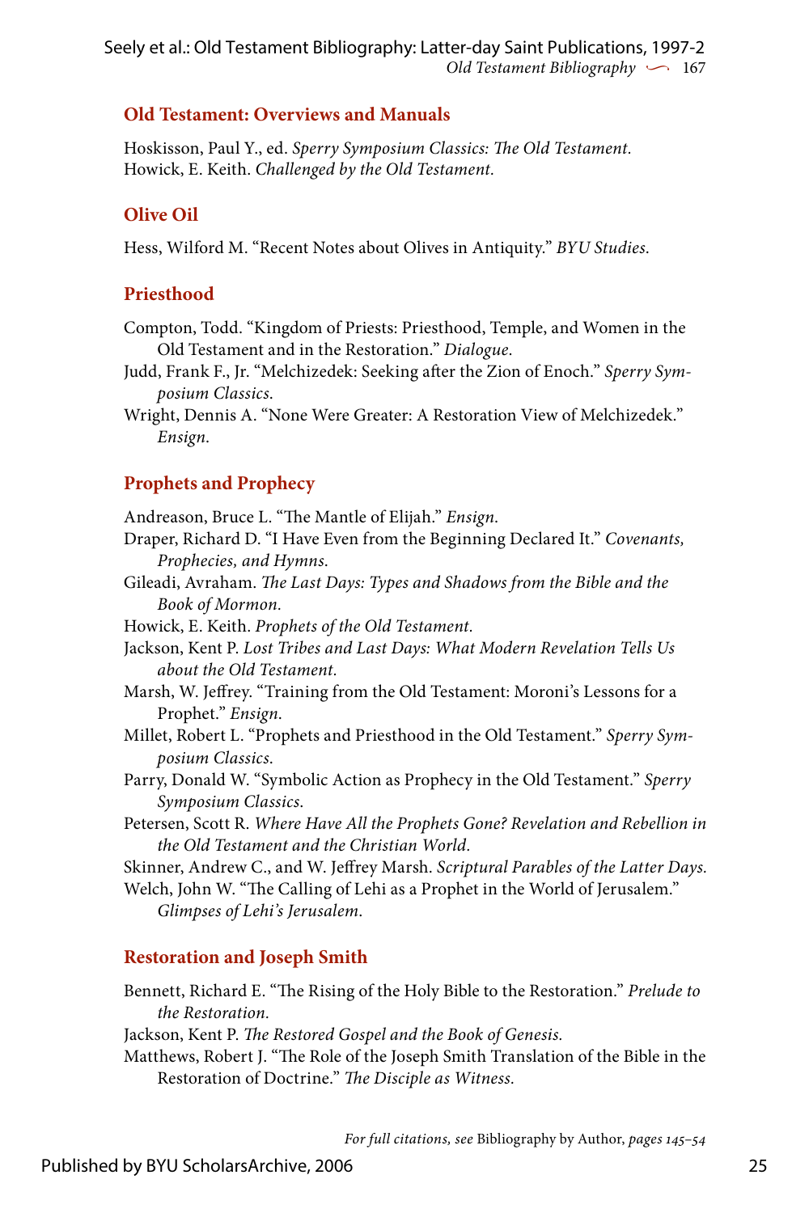## Old Testament: Overviews and Manuals

Hoskisson, Paul Y., ed. *Sperry Symposium Classics: The Old Testament.*
Howick, E. Keith. *Challenged by the Old Testament.*

## Olive Oil

Hess, Wilford M. "Recent Notes about Olives in Antiquity." *BYU Studies*.

## Priesthood

Compton, Todd. "Kingdom of Priests: Priesthood, Temple, and Women in the Old Testament and in the Restoration." *Dialogue*.

Judd, Frank F., Jr. "Melchizedek: Seeking after the Zion of Enoch." *Sperry Symposium Classics*.

Wright, Dennis A. "None Were Greater: A Restoration View of Melchizedek." *Ensign*.

## Prophets and Prophecy

Andreason, Bruce L. "The Mantle of Elijah." *Ensign*.

Draper, Richard D. "I Have Even from the Beginning Declared It." *Covenants, Prophecies, and Hymns*.

Gileadi, Avraham. *The Last Days: Types and Shadows from the Bible and the Book of Mormon*.

Howick, E. Keith. *Prophets of the Old Testament.*

Jackson, Kent P. *Lost Tribes and Last Days: What Modern Revelation Tells Us about the Old Testament.*

Marsh, W. Jeffrey. "Training from the Old Testament: Moroni's Lessons for a Prophet." *Ensign*.

Millet, Robert L. "Prophets and Priesthood in the Old Testament." *Sperry Symposium Classics*.

Parry, Donald W. "Symbolic Action as Prophecy in the Old Testament." *Sperry Symposium Classics*.

Petersen, Scott R. *Where Have All the Prophets Gone? Revelation and Rebellion in the Old Testament and the Christian World*.

Skinner, Andrew C., and W. Jeffrey Marsh. *Scriptural Parables of the Latter Days*.

Welch, John W. "The Calling of Lehi as a Prophet in the World of Jerusalem." *Glimpses of Lehi's Jerusalem*.

## Restoration and Joseph Smith

Bennett, Richard E. "The Rising of the Holy Bible to the Restoration." *Prelude to the Restoration*.

Jackson, Kent P. *The Restored Gospel and the Book of Genesis.*

Matthews, Robert J. "The Role of the Joseph Smith Translation of the Bible in the Restoration of Doctrine." *The Disciple as Witness.*

*For full citations, see* Bibliography by Author, *pages 145–54*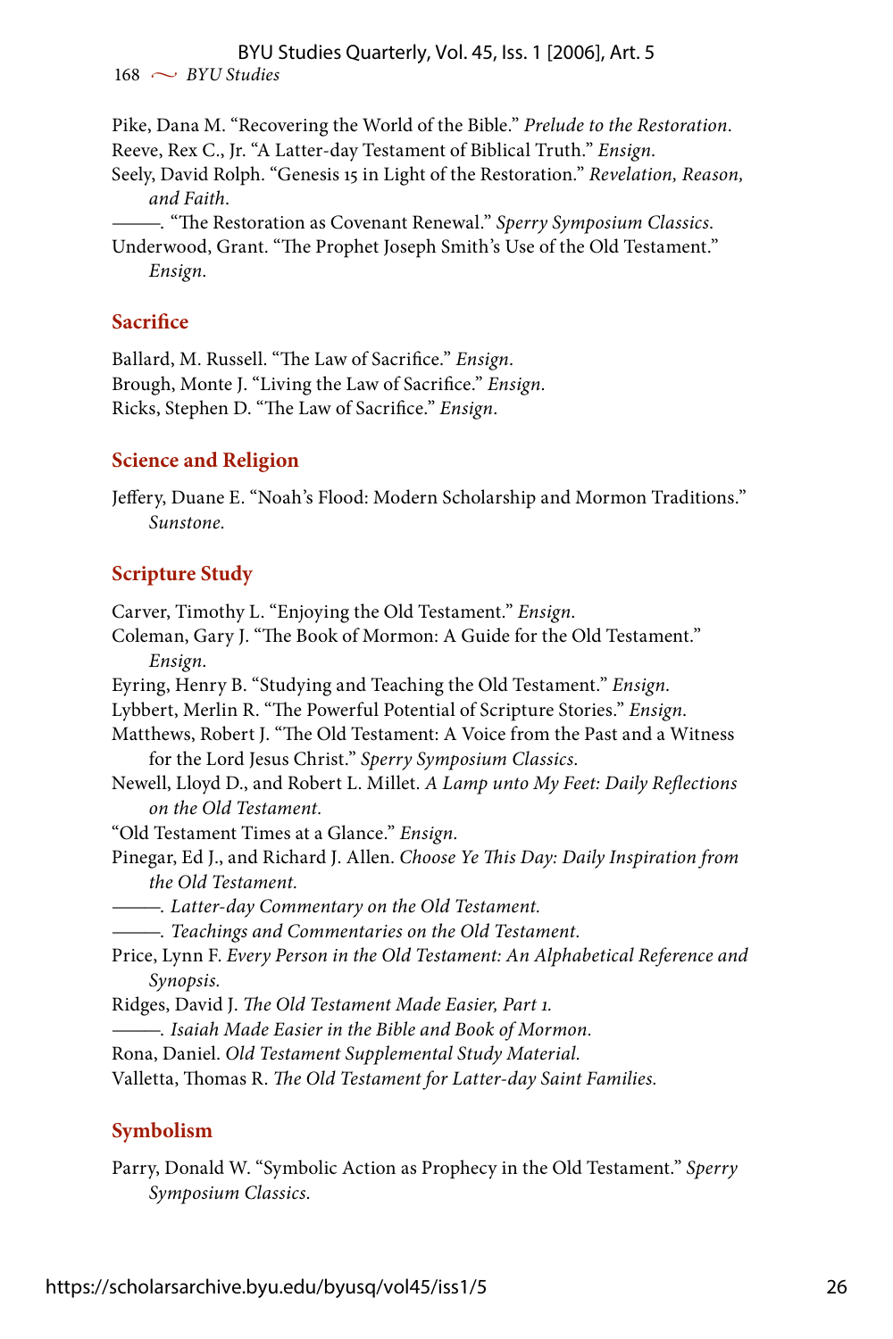Pike, Dana M. "Recovering the World of the Bible." *Prelude to the Restoration*.

Reeve, Rex C., Jr. "A Latter-day Testament of Biblical Truth." *Ensign*.

Seely, David Rolph. "Genesis 15 in Light of the Restoration." *Revelation, Reason, and Faith*.

———. "The Restoration as Covenant Renewal." *Sperry Symposium Classics*.

Underwood, Grant. "The Prophet Joseph Smith's Use of the Old Testament." *Ensign*.

## Sacrifice

Ballard, M. Russell. "The Law of Sacrifice." *Ensign*.

Brough, Monte J. "Living the Law of Sacrifice." *Ensign*.

Ricks, Stephen D. "The Law of Sacrifice." *Ensign*.

## Science and Religion

Jeffery, Duane E. "Noah's Flood: Modern Scholarship and Mormon Traditions." *Sunstone*.

## Scripture Study

Carver, Timothy L. "Enjoying the Old Testament." *Ensign*.

Coleman, Gary J. "The Book of Mormon: A Guide for the Old Testament." *Ensign*.

Eyring, Henry B. "Studying and Teaching the Old Testament." *Ensign*.

Lybbert, Merlin R. "The Powerful Potential of Scripture Stories." *Ensign*.

Matthews, Robert J. "The Old Testament: A Voice from the Past and a Witness for the Lord Jesus Christ." *Sperry Symposium Classics*.

Newell, Lloyd D., and Robert L. Millet. *A Lamp unto My Feet: Daily Reflections on the Old Testament*.

"Old Testament Times at a Glance." *Ensign*.

Pinegar, Ed J., and Richard J. Allen. *Choose Ye This Day: Daily Inspiration from the Old Testament*.

———. *Latter-day Commentary on the Old Testament*.

———. *Teachings and Commentaries on the Old Testament*.

Price, Lynn F. *Every Person in the Old Testament: An Alphabetical Reference and Synopsis*.

Ridges, David J. *The Old Testament Made Easier, Part 1*.

———. *Isaiah Made Easier in the Bible and Book of Mormon*.

Rona, Daniel. *Old Testament Supplemental Study Material*.

Valletta, Thomas R. *The Old Testament for Latter-day Saint Families*.

## Symbolism

Parry, Donald W. "Symbolic Action as Prophecy in the Old Testament." *Sperry Symposium Classics*.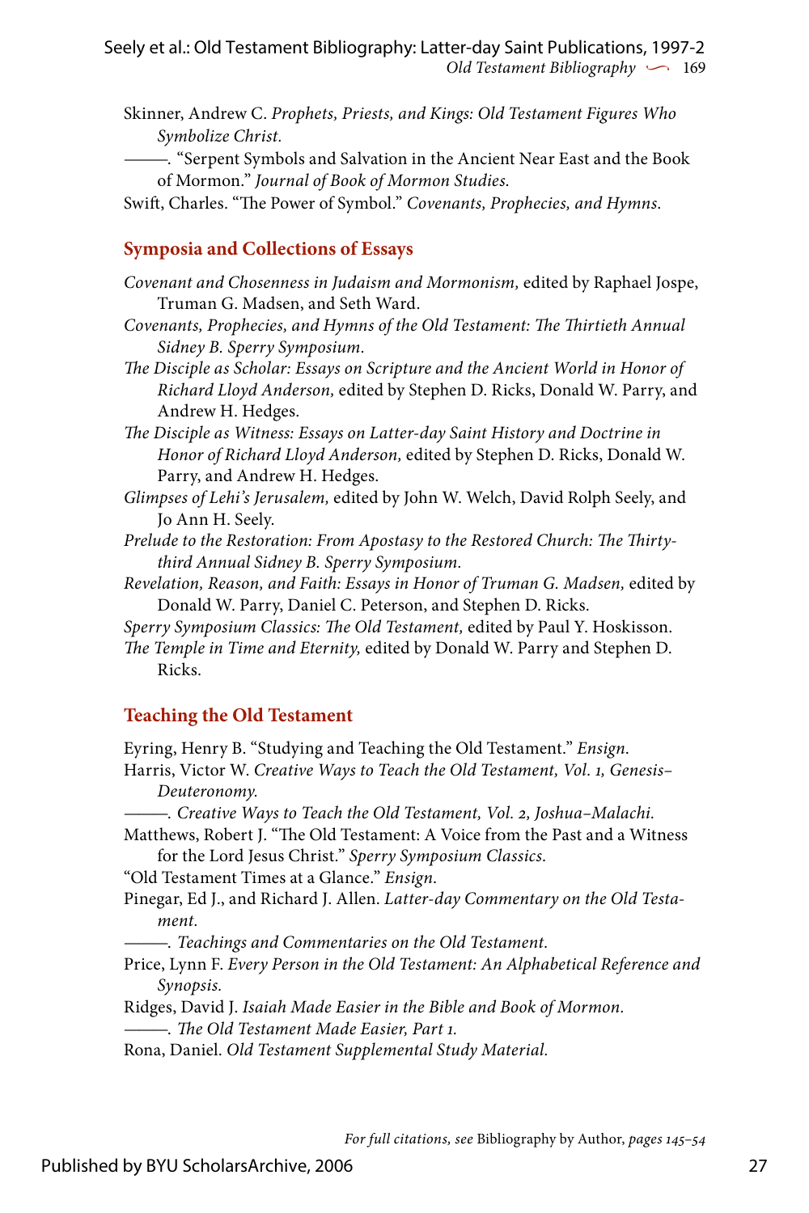Skinner, Andrew C. *Prophets, Priests, and Kings: Old Testament Figures Who Symbolize Christ.*

———. "Serpent Symbols and Salvation in the Ancient Near East and the Book of Mormon." *Journal of Book of Mormon Studies.*

Swift, Charles. "The Power of Symbol." *Covenants, Prophecies, and Hymns.*

## Symposia and Collections of Essays

*Covenant and Chosenness in Judaism and Mormonism,* edited by Raphael Jospe, Truman G. Madsen, and Seth Ward.

*Covenants, Prophecies, and Hymns of the Old Testament: The Thirtieth Annual Sidney B. Sperry Symposium.*

*The Disciple as Scholar: Essays on Scripture and the Ancient World in Honor of Richard Lloyd Anderson,* edited by Stephen D. Ricks, Donald W. Parry, and Andrew H. Hedges.

*The Disciple as Witness: Essays on Latter-day Saint History and Doctrine in Honor of Richard Lloyd Anderson,* edited by Stephen D. Ricks, Donald W. Parry, and Andrew H. Hedges.

*Glimpses of Lehi's Jerusalem,* edited by John W. Welch, David Rolph Seely, and Jo Ann H. Seely.

*Prelude to the Restoration: From Apostasy to the Restored Church: The Thirty-third Annual Sidney B. Sperry Symposium.*

*Revelation, Reason, and Faith: Essays in Honor of Truman G. Madsen,* edited by Donald W. Parry, Daniel C. Peterson, and Stephen D. Ricks.

*Sperry Symposium Classics: The Old Testament,* edited by Paul Y. Hoskisson.

*The Temple in Time and Eternity,* edited by Donald W. Parry and Stephen D. Ricks.

## Teaching the Old Testament

Eyring, Henry B. "Studying and Teaching the Old Testament." *Ensign.*

Harris, Victor W. *Creative Ways to Teach the Old Testament, Vol. 1, Genesis–Deuteronomy.*

———. *Creative Ways to Teach the Old Testament, Vol. 2, Joshua–Malachi.*

Matthews, Robert J. "The Old Testament: A Voice from the Past and a Witness for the Lord Jesus Christ." *Sperry Symposium Classics.*

"Old Testament Times at a Glance." *Ensign.*

Pinegar, Ed J., and Richard J. Allen. *Latter-day Commentary on the Old Testament.*

———. *Teachings and Commentaries on the Old Testament.*

Price, Lynn F. *Every Person in the Old Testament: An Alphabetical Reference and Synopsis.*

Ridges, David J. *Isaiah Made Easier in the Bible and Book of Mormon.*

———. *The Old Testament Made Easier, Part 1.*

Rona, Daniel. *Old Testament Supplemental Study Material.*

*For full citations, see* Bibliography by Author, *pages 145–54*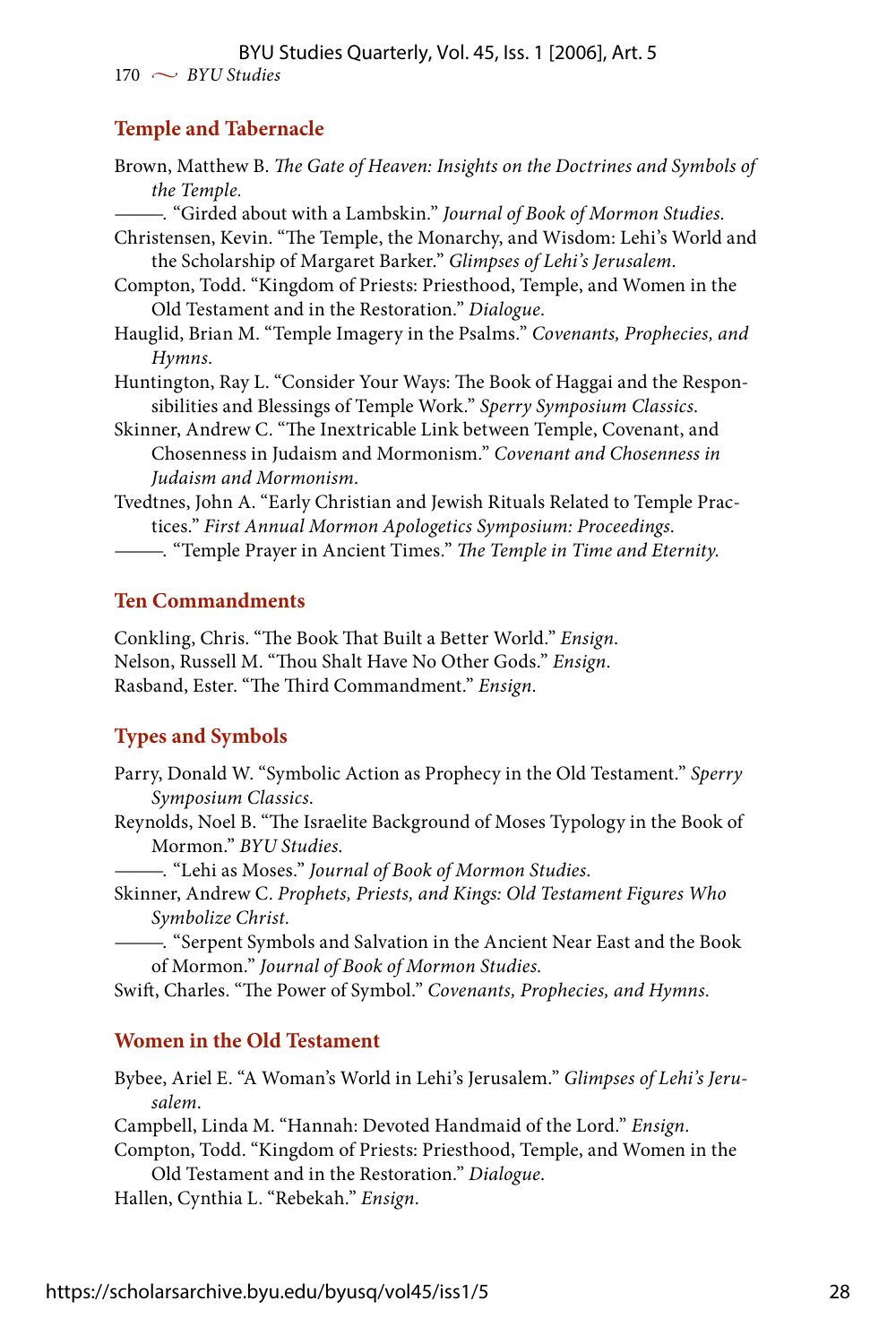## Temple and Tabernacle

Brown, Matthew B. *The Gate of Heaven: Insights on the Doctrines and Symbols of the Temple.*

———. "Girded about with a Lambskin." *Journal of Book of Mormon Studies.*

Christensen, Kevin. "The Temple, the Monarchy, and Wisdom: Lehi's World and the Scholarship of Margaret Barker." *Glimpses of Lehi's Jerusalem.*

Compton, Todd. "Kingdom of Priests: Priesthood, Temple, and Women in the Old Testament and in the Restoration." *Dialogue.*

Hauglid, Brian M. "Temple Imagery in the Psalms." *Covenants, Prophecies, and Hymns.*

Huntington, Ray L. "Consider Your Ways: The Book of Haggai and the Responsibilities and Blessings of Temple Work." *Sperry Symposium Classics.*

Skinner, Andrew C. "The Inextricable Link between Temple, Covenant, and Chosenness in Judaism and Mormonism." *Covenant and Chosenness in Judaism and Mormonism.*

Tvedtnes, John A. "Early Christian and Jewish Rituals Related to Temple Practices." *First Annual Mormon Apologetics Symposium: Proceedings.*

———. "Temple Prayer in Ancient Times." *The Temple in Time and Eternity.*

## Ten Commandments

Conkling, Chris. "The Book That Built a Better World." *Ensign.*

Nelson, Russell M. "Thou Shalt Have No Other Gods." *Ensign.*

Rasband, Ester. "The Third Commandment." *Ensign.*

## Types and Symbols

Parry, Donald W. "Symbolic Action as Prophecy in the Old Testament." *Sperry Symposium Classics.*

Reynolds, Noel B. "The Israelite Background of Moses Typology in the Book of Mormon." *BYU Studies.*

———. "Lehi as Moses." *Journal of Book of Mormon Studies.*

Skinner, Andrew C. *Prophets, Priests, and Kings: Old Testament Figures Who Symbolize Christ.*

———. "Serpent Symbols and Salvation in the Ancient Near East and the Book of Mormon." *Journal of Book of Mormon Studies.*

Swift, Charles. "The Power of Symbol." *Covenants, Prophecies, and Hymns.*

## Women in the Old Testament

Bybee, Ariel E. "A Woman's World in Lehi's Jerusalem." *Glimpses of Lehi's Jerusalem.*

Campbell, Linda M. "Hannah: Devoted Handmaid of the Lord." *Ensign.*

Compton, Todd. "Kingdom of Priests: Priesthood, Temple, and Women in the Old Testament and in the Restoration." *Dialogue.*

Hallen, Cynthia L. "Rebekah." *Ensign.*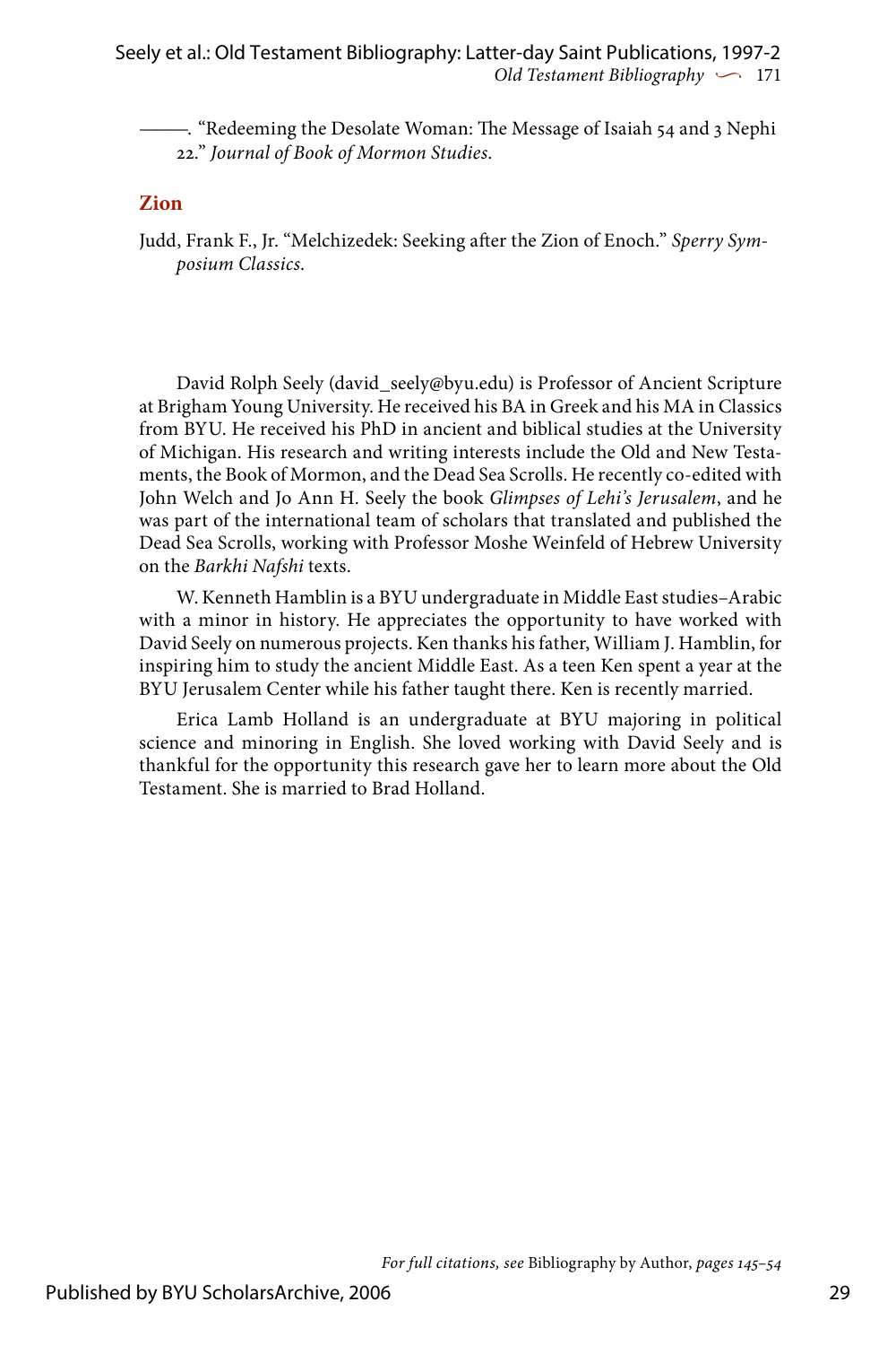———. "Redeeming the Desolate Woman: The Message of Isaiah 54 and 3 Nephi 22." *Journal of Book of Mormon Studies*.

## Zion

Judd, Frank F., Jr. "Melchizedek: Seeking after the Zion of Enoch." *Sperry Symposium Classics*.

David Rolph Seely (david_seely@byu.edu) is Professor of Ancient Scripture at Brigham Young University. He received his BA in Greek and his MA in Classics from BYU. He received his PhD in ancient and biblical studies at the University of Michigan. His research and writing interests include the Old and New Testaments, the Book of Mormon, and the Dead Sea Scrolls. He recently co-edited with John Welch and Jo Ann H. Seely the book *Glimpses of Lehi's Jerusalem*, and he was part of the international team of scholars that translated and published the Dead Sea Scrolls, working with Professor Moshe Weinfeld of Hebrew University on the *Barkhi Nafshi* texts.

W. Kenneth Hamblin is a BYU undergraduate in Middle East studies–Arabic with a minor in history. He appreciates the opportunity to have worked with David Seely on numerous projects. Ken thanks his father, William J. Hamblin, for inspiring him to study the ancient Middle East. As a teen Ken spent a year at the BYU Jerusalem Center while his father taught there. Ken is recently married.

Erica Lamb Holland is an undergraduate at BYU majoring in political science and minoring in English. She loved working with David Seely and is thankful for the opportunity this research gave her to learn more about the Old Testament. She is married to Brad Holland.

*For full citations, see* Bibliography by Author, *pages 145–54*